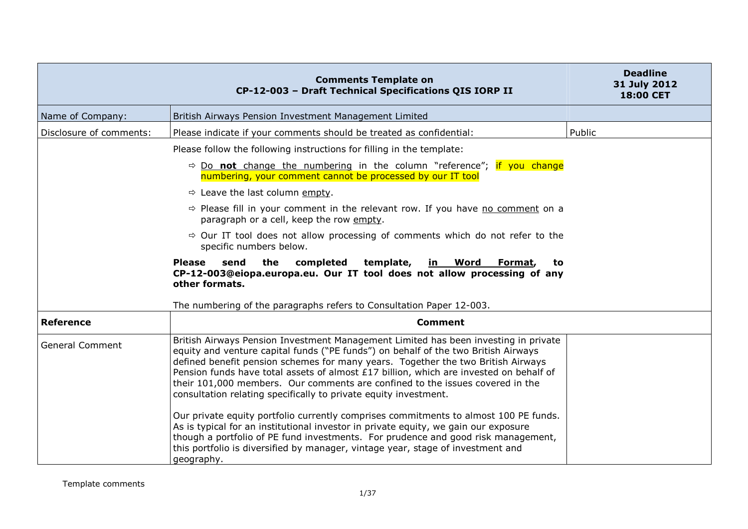| Comments Template on CP-12-003 – Draft Technical Specifications QIS IORP II | | Deadline 31 July 2012 18:00 CET |
|---|---|---|
| Name of Company: | British Airways Pension Investment Management Limited | |
| Disclosure of comments: | Please indicate if your comments should be treated as confidential: | Public |
| | Please follow the following instructions for filling in the template:<br>⇨ Do **not** change the numbering in the column "reference"; if you change numbering, your comment cannot be processed by our IT tool<br>⇨ Leave the last column empty.<br>⇨ Please fill in your comment in the relevant row. If you have no comment on a paragraph or a cell, keep the row empty.<br>⇨ Our IT tool does not allow processing of comments which do not refer to the specific numbers below.<br>**Please send the completed template, in Word Format, to CP-12-003@eiopa.europa.eu. Our IT tool does not allow processing of any other formats.**<br>The numbering of the paragraphs refers to Consultation Paper 12-003. | |
| **Reference** | **Comment** | |
| General Comment | British Airways Pension Investment Management Limited has been investing in private equity and venture capital funds ("PE funds") on behalf of the two British Airways defined benefit pension schemes for many years. Together the two British Airways Pension funds have total assets of almost £17 billion, which are invested on behalf of their 101,000 members. Our comments are confined to the issues covered in the consultation relating specifically to private equity investment.<br><br>Our private equity portfolio currently comprises commitments to almost 100 PE funds. As is typical for an institutional investor in private equity, we gain our exposure though a portfolio of PE fund investments. For prudence and good risk management, this portfolio is diversified by manager, vintage year, stage of investment and geography. | |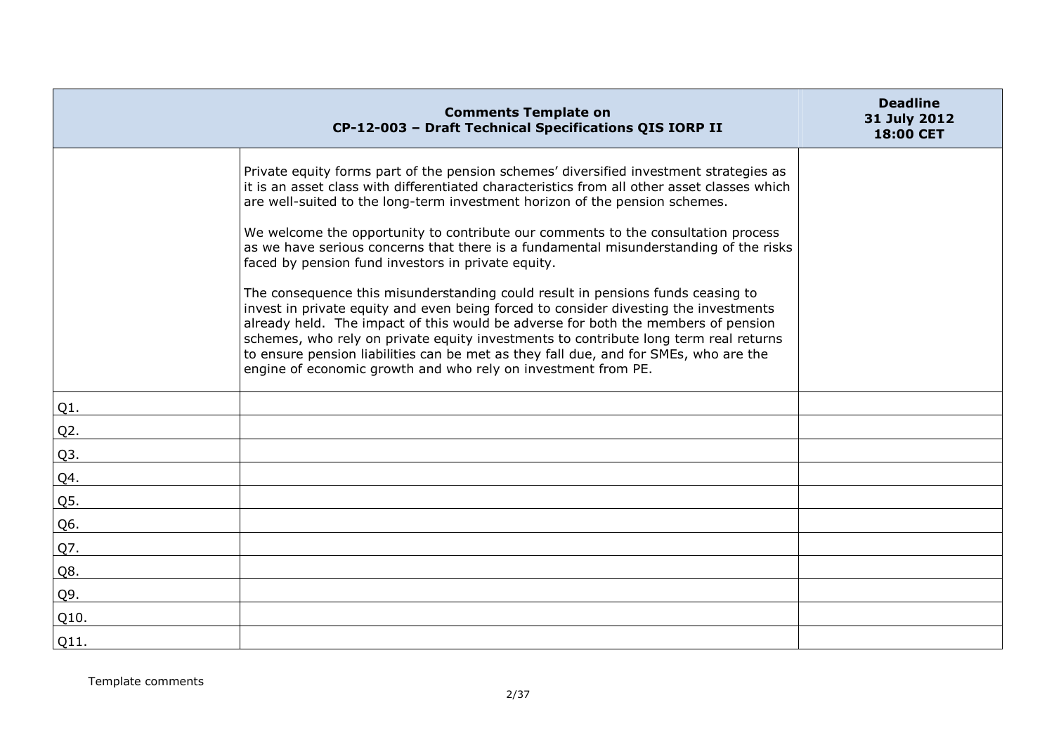| Comments Template on CP-12-003 – Draft Technical Specifications QIS IORP II | | Deadline 31 July 2012 18:00 CET |
|---|---|---|
| | Private equity forms part of the pension schemes' diversified investment strategies as it is an asset class with differentiated characteristics from all other asset classes which are well-suited to the long-term investment horizon of the pension schemes.<br><br>We welcome the opportunity to contribute our comments to the consultation process as we have serious concerns that there is a fundamental misunderstanding of the risks faced by pension fund investors in private equity.<br><br>The consequence this misunderstanding could result in pensions funds ceasing to invest in private equity and even being forced to consider divesting the investments already held. The impact of this would be adverse for both the members of pension schemes, who rely on private equity investments to contribute long term real returns to ensure pension liabilities can be met as they fall due, and for SMEs, who are the engine of economic growth and who rely on investment from PE. | |
| Q1. | | |
| Q2. | | |
| Q3. | | |
| Q4. | | |
| Q5. | | |
| Q6. | | |
| Q7. | | |
| Q8. | | |
| Q9. | | |
| Q10. | | |
| Q11. | | |

Template comments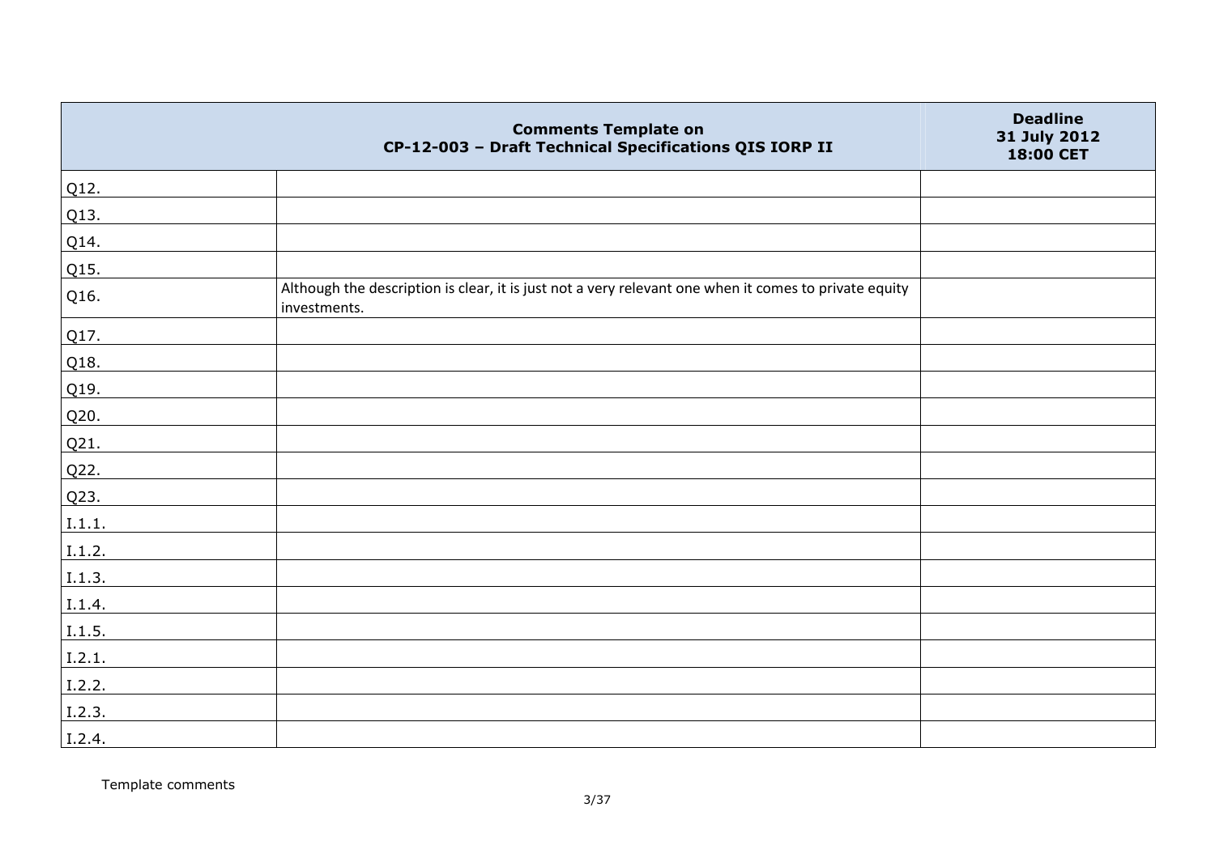| Comments Template on CP-12-003 – Draft Technical Specifications QIS IORP II | | Deadline 31 July 2012 18:00 CET |
|---|---|---|
| Q12. | | |
| Q13. | | |
| Q14. | | |
| Q15. | | |
| Q16. | Although the description is clear, it is just not a very relevant one when it comes to private equity investments. | |
| Q17. | | |
| Q18. | | |
| Q19. | | |
| Q20. | | |
| Q21. | | |
| Q22. | | |
| Q23. | | |
| I.1.1. | | |
| I.1.2. | | |
| I.1.3. | | |
| I.1.4. | | |
| I.1.5. | | |
| I.2.1. | | |
| I.2.2. | | |
| I.2.3. | | |
| I.2.4. | | |

Template comments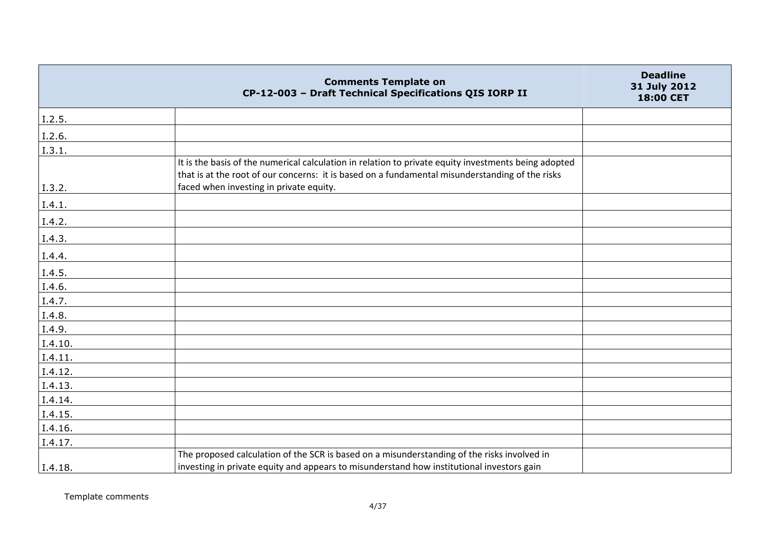| | Comments Template on CP-12-003 – Draft Technical Specifications QIS IORP II | Deadline 31 July 2012 18:00 CET |
|---|---|---|
| I.2.5. | | |
| I.2.6. | | |
| I.3.1. | | |
| I.3.2. | It is the basis of the numerical calculation in relation to private equity investments being adopted that is at the root of our concerns: it is based on a fundamental misunderstanding of the risks faced when investing in private equity. | |
| I.4.1. | | |
| I.4.2. | | |
| I.4.3. | | |
| I.4.4. | | |
| I.4.5. | | |
| I.4.6. | | |
| I.4.7. | | |
| I.4.8. | | |
| I.4.9. | | |
| I.4.10. | | |
| I.4.11. | | |
| I.4.12. | | |
| I.4.13. | | |
| I.4.14. | | |
| I.4.15. | | |
| I.4.16. | | |
| I.4.17. | | |
| I.4.18. | The proposed calculation of the SCR is based on a misunderstanding of the risks involved in investing in private equity and appears to misunderstand how institutional investors gain | |

Template comments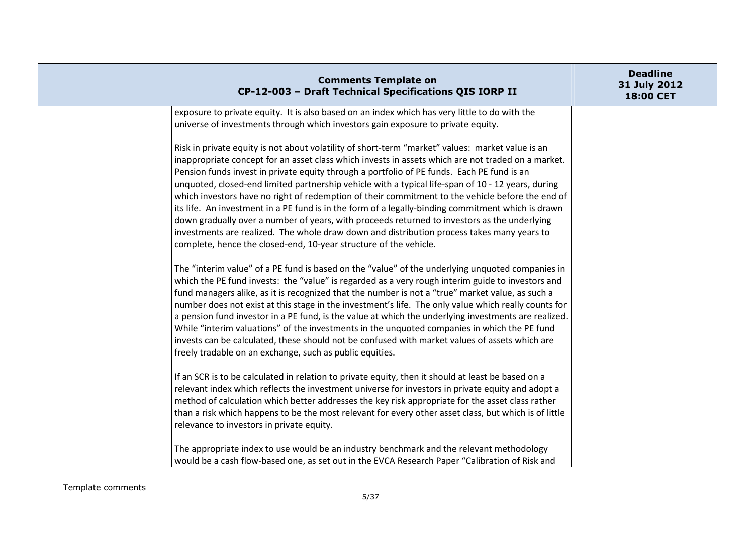| | | |
|---|---|---|
| | exposure to private equity. It is also based on an index which has very little to do with the universe of investments through which investors gain exposure to private equity.<br><br>Risk in private equity is not about volatility of short-term "market" values: market value is an inappropriate concept for an asset class which invests in assets which are not traded on a market. Pension funds invest in private equity through a portfolio of PE funds. Each PE fund is an unquoted, closed-end limited partnership vehicle with a typical life-span of 10 - 12 years, during which investors have no right of redemption of their commitment to the vehicle before the end of its life. An investment in a PE fund is in the form of a legally-binding commitment which is drawn down gradually over a number of years, with proceeds returned to investors as the underlying investments are realized. The whole draw down and distribution process takes many years to complete, hence the closed-end, 10-year structure of the vehicle.<br><br>The "interim value" of a PE fund is based on the "value" of the underlying unquoted companies in which the PE fund invests: the "value" is regarded as a very rough interim guide to investors and fund managers alike, as it is recognized that the number is not a "true" market value, as such a number does not exist at this stage in the investment's life. The only value which really counts for a pension fund investor in a PE fund, is the value at which the underlying investments are realized. While "interim valuations" of the investments in the unquoted companies in which the PE fund invests can be calculated, these should not be confused with market values of assets which are freely tradable on an exchange, such as public equities.<br><br>If an SCR is to be calculated in relation to private equity, then it should at least be based on a relevant index which reflects the investment universe for investors in private equity and adopt a method of calculation which better addresses the key risk appropriate for the asset class rather than a risk which happens to be the most relevant for every other asset class, but which is of little relevance to investors in private equity.<br><br>The appropriate index to use would be an industry benchmark and the relevant methodology would be a cash flow-based one, as set out in the EVCA Research Paper "Calibration of Risk and | |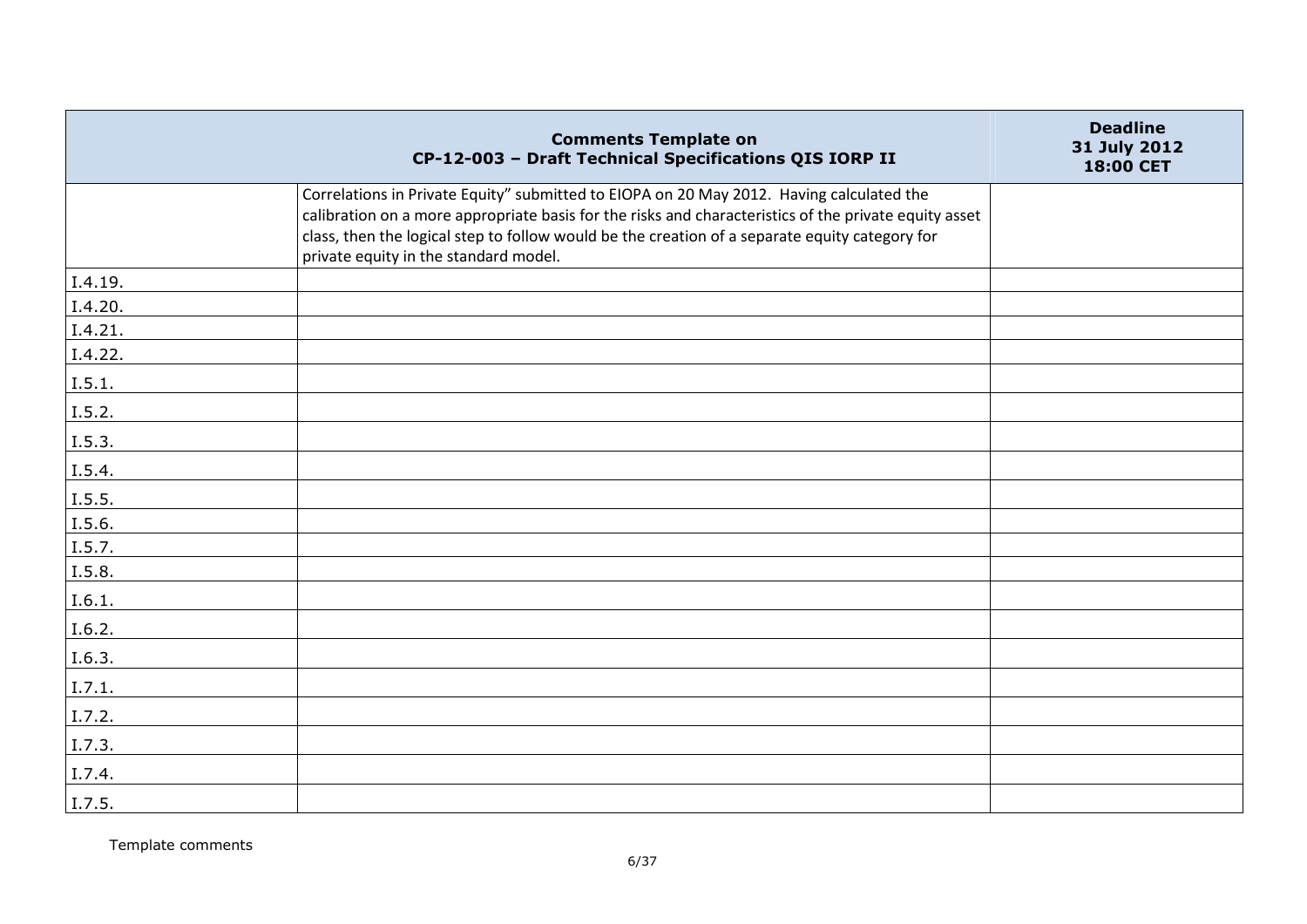| | Comments Template on CP-12-003 – Draft Technical Specifications QIS IORP II | Deadline 31 July 2012 18:00 CET |
|---|---|---|
| | Correlations in Private Equity" submitted to EIOPA on 20 May 2012. Having calculated the calibration on a more appropriate basis for the risks and characteristics of the private equity asset class, then the logical step to follow would be the creation of a separate equity category for private equity in the standard model. | |
| I.4.19. | | |
| I.4.20. | | |
| I.4.21. | | |
| I.4.22. | | |
| I.5.1. | | |
| I.5.2. | | |
| I.5.3. | | |
| I.5.4. | | |
| I.5.5. | | |
| I.5.6. | | |
| I.5.7. | | |
| I.5.8. | | |
| I.6.1. | | |
| I.6.2. | | |
| I.6.3. | | |
| I.7.1. | | |
| I.7.2. | | |
| I.7.3. | | |
| I.7.4. | | |
| I.7.5. | | |

Template comments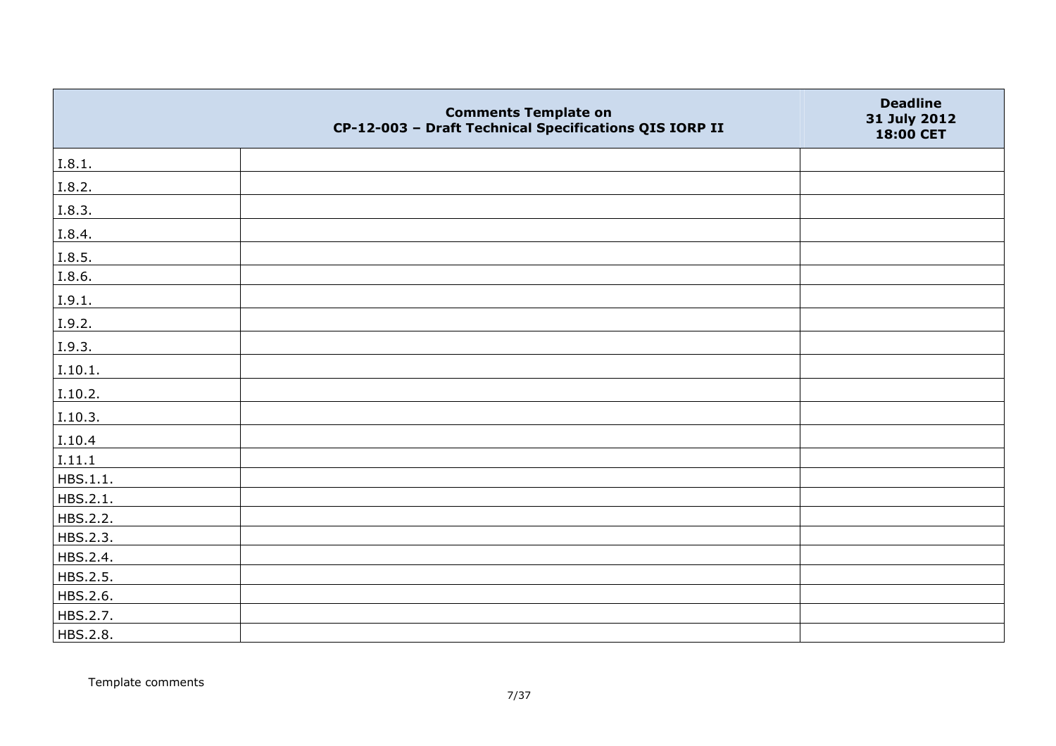| | Comments Template on CP-12-003 – Draft Technical Specifications QIS IORP II | Deadline 31 July 2012 18:00 CET |
|---|---|---|
| I.8.1. | | |
| I.8.2. | | |
| I.8.3. | | |
| I.8.4. | | |
| I.8.5. | | |
| I.8.6. | | |
| I.9.1. | | |
| I.9.2. | | |
| I.9.3. | | |
| I.10.1. | | |
| I.10.2. | | |
| I.10.3. | | |
| I.10.4 | | |
| I.11.1 | | |
| HBS.1.1. | | |
| HBS.2.1. | | |
| HBS.2.2. | | |
| HBS.2.3. | | |
| HBS.2.4. | | |
| HBS.2.5. | | |
| HBS.2.6. | | |
| HBS.2.7. | | |
| HBS.2.8. | | |

Template comments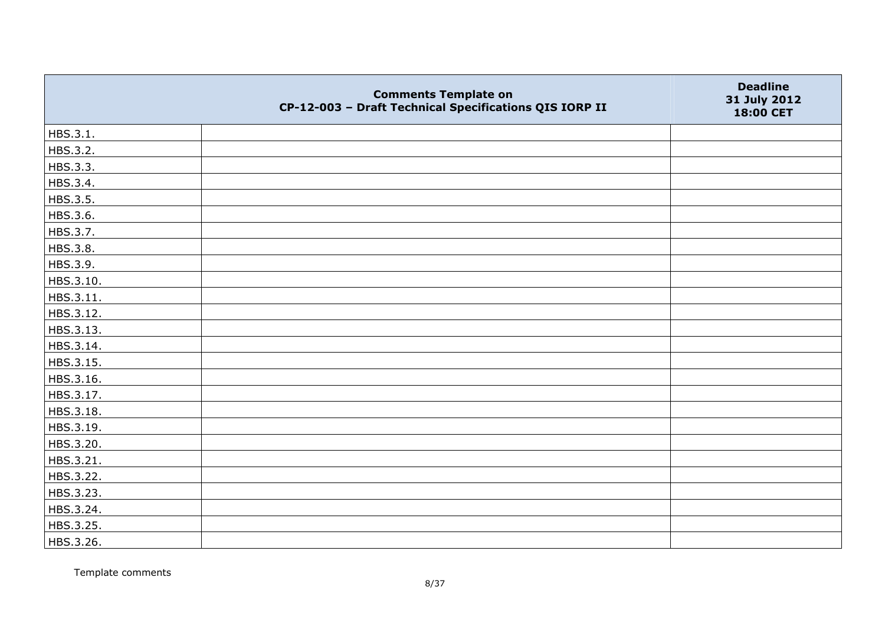| | Comments Template on CP-12-003 – Draft Technical Specifications QIS IORP II | Deadline 31 July 2012 18:00 CET |
|---|---|---|
| HBS.3.1. | | |
| HBS.3.2. | | |
| HBS.3.3. | | |
| HBS.3.4. | | |
| HBS.3.5. | | |
| HBS.3.6. | | |
| HBS.3.7. | | |
| HBS.3.8. | | |
| HBS.3.9. | | |
| HBS.3.10. | | |
| HBS.3.11. | | |
| HBS.3.12. | | |
| HBS.3.13. | | |
| HBS.3.14. | | |
| HBS.3.15. | | |
| HBS.3.16. | | |
| HBS.3.17. | | |
| HBS.3.18. | | |
| HBS.3.19. | | |
| HBS.3.20. | | |
| HBS.3.21. | | |
| HBS.3.22. | | |
| HBS.3.23. | | |
| HBS.3.24. | | |
| HBS.3.25. | | |
| HBS.3.26. | | |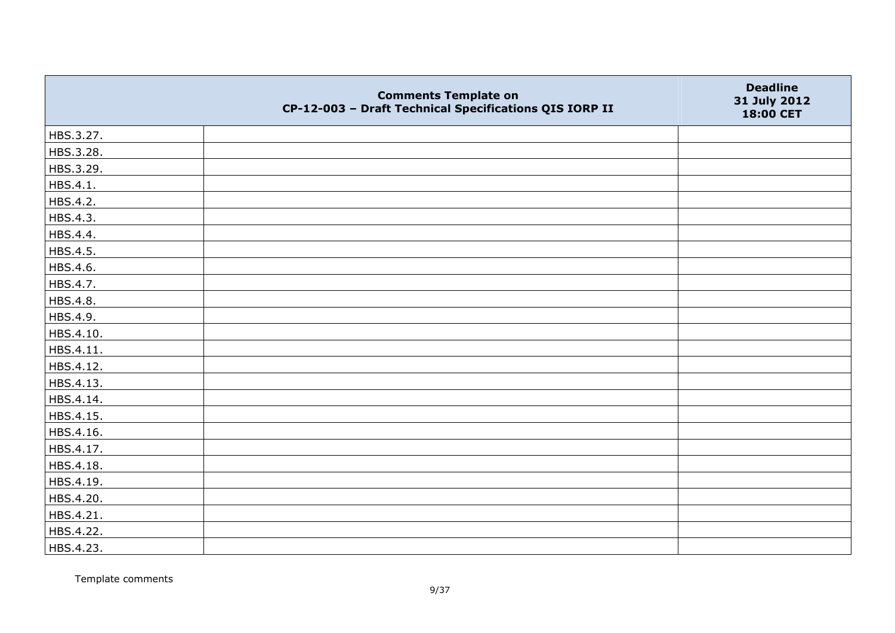| | Comments Template on CP-12-003 – Draft Technical Specifications QIS IORP II | Deadline 31 July 2012 18:00 CET |
|---|---|---|
| HBS.3.27. | | |
| HBS.3.28. | | |
| HBS.3.29. | | |
| HBS.4.1. | | |
| HBS.4.2. | | |
| HBS.4.3. | | |
| HBS.4.4. | | |
| HBS.4.5. | | |
| HBS.4.6. | | |
| HBS.4.7. | | |
| HBS.4.8. | | |
| HBS.4.9. | | |
| HBS.4.10. | | |
| HBS.4.11. | | |
| HBS.4.12. | | |
| HBS.4.13. | | |
| HBS.4.14. | | |
| HBS.4.15. | | |
| HBS.4.16. | | |
| HBS.4.17. | | |
| HBS.4.18. | | |
| HBS.4.19. | | |
| HBS.4.20. | | |
| HBS.4.21. | | |
| HBS.4.22. | | |
| HBS.4.23. | | |

Template comments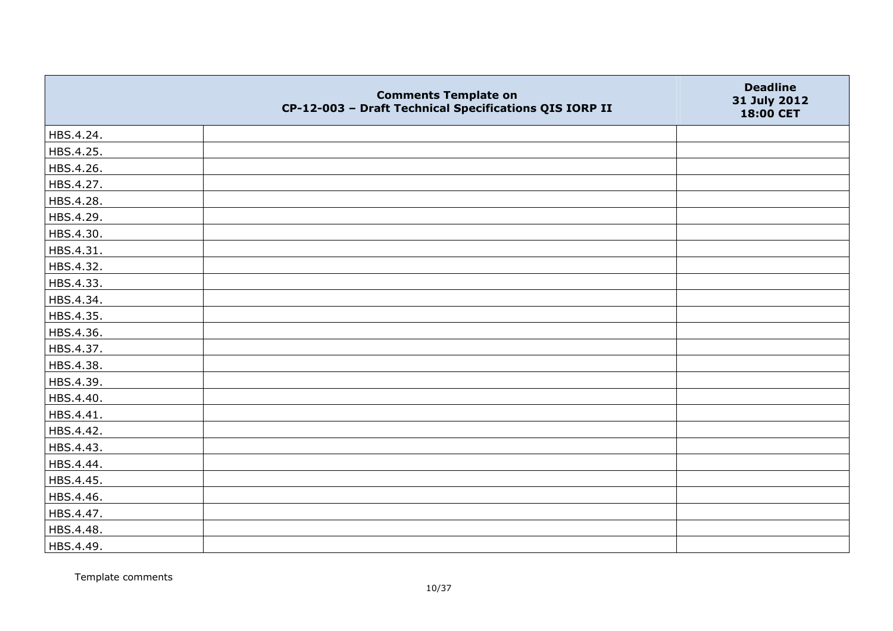| | Comments Template on CP-12-003 – Draft Technical Specifications QIS IORP II | Deadline 31 July 2012 18:00 CET |
|---|---|---|
| HBS.4.24. | | |
| HBS.4.25. | | |
| HBS.4.26. | | |
| HBS.4.27. | | |
| HBS.4.28. | | |
| HBS.4.29. | | |
| HBS.4.30. | | |
| HBS.4.31. | | |
| HBS.4.32. | | |
| HBS.4.33. | | |
| HBS.4.34. | | |
| HBS.4.35. | | |
| HBS.4.36. | | |
| HBS.4.37. | | |
| HBS.4.38. | | |
| HBS.4.39. | | |
| HBS.4.40. | | |
| HBS.4.41. | | |
| HBS.4.42. | | |
| HBS.4.43. | | |
| HBS.4.44. | | |
| HBS.4.45. | | |
| HBS.4.46. | | |
| HBS.4.47. | | |
| HBS.4.48. | | |
| HBS.4.49. | | |

Template comments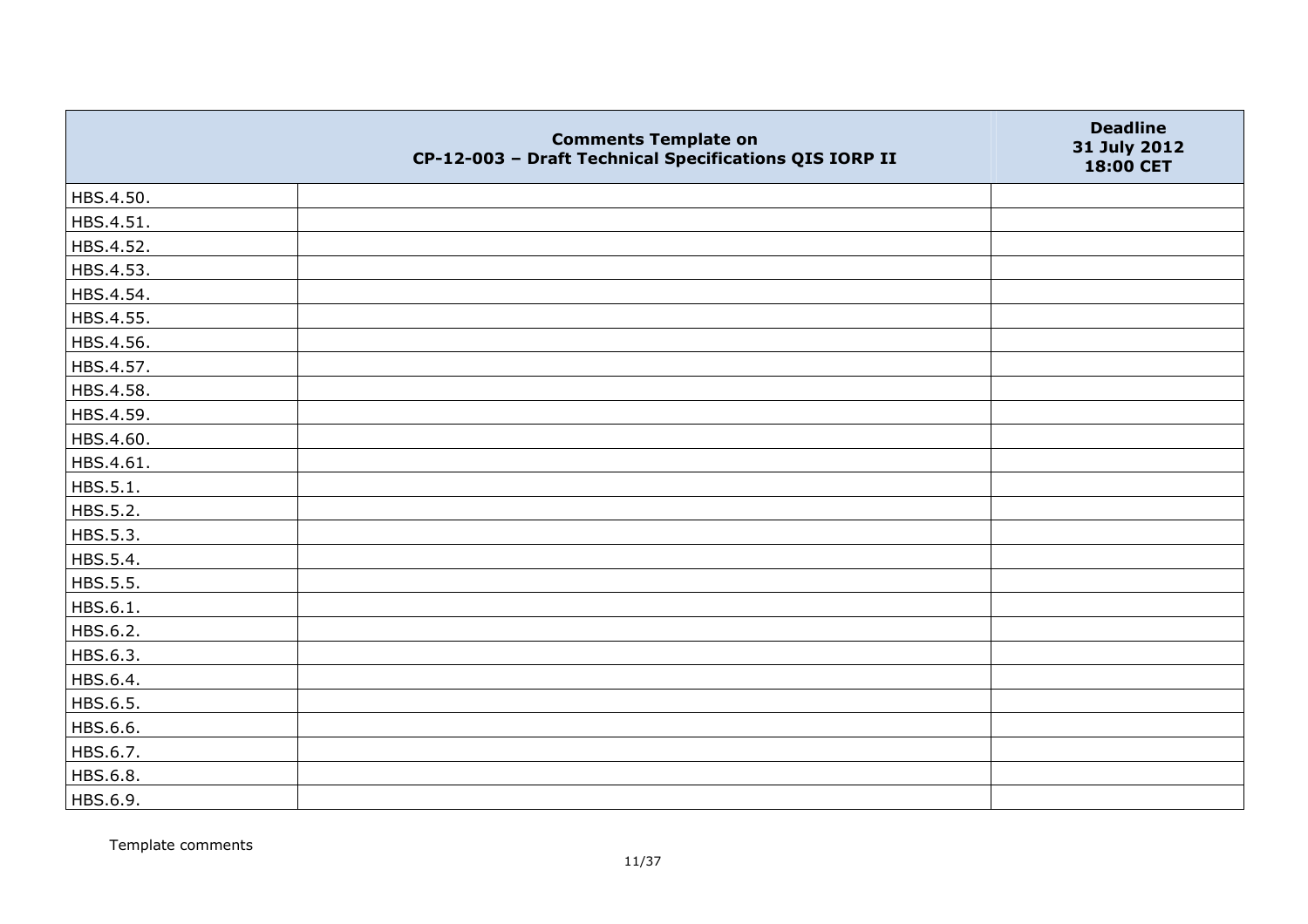|  | Comments Template on CP-12-003 – Draft Technical Specifications QIS IORP II | Deadline 31 July 2012 18:00 CET |
|---|---|---|
| HBS.4.50. |  |  |
| HBS.4.51. |  |  |
| HBS.4.52. |  |  |
| HBS.4.53. |  |  |
| HBS.4.54. |  |  |
| HBS.4.55. |  |  |
| HBS.4.56. |  |  |
| HBS.4.57. |  |  |
| HBS.4.58. |  |  |
| HBS.4.59. |  |  |
| HBS.4.60. |  |  |
| HBS.4.61. |  |  |
| HBS.5.1. |  |  |
| HBS.5.2. |  |  |
| HBS.5.3. |  |  |
| HBS.5.4. |  |  |
| HBS.5.5. |  |  |
| HBS.6.1. |  |  |
| HBS.6.2. |  |  |
| HBS.6.3. |  |  |
| HBS.6.4. |  |  |
| HBS.6.5. |  |  |
| HBS.6.6. |  |  |
| HBS.6.7. |  |  |
| HBS.6.8. |  |  |
| HBS.6.9. |  |  |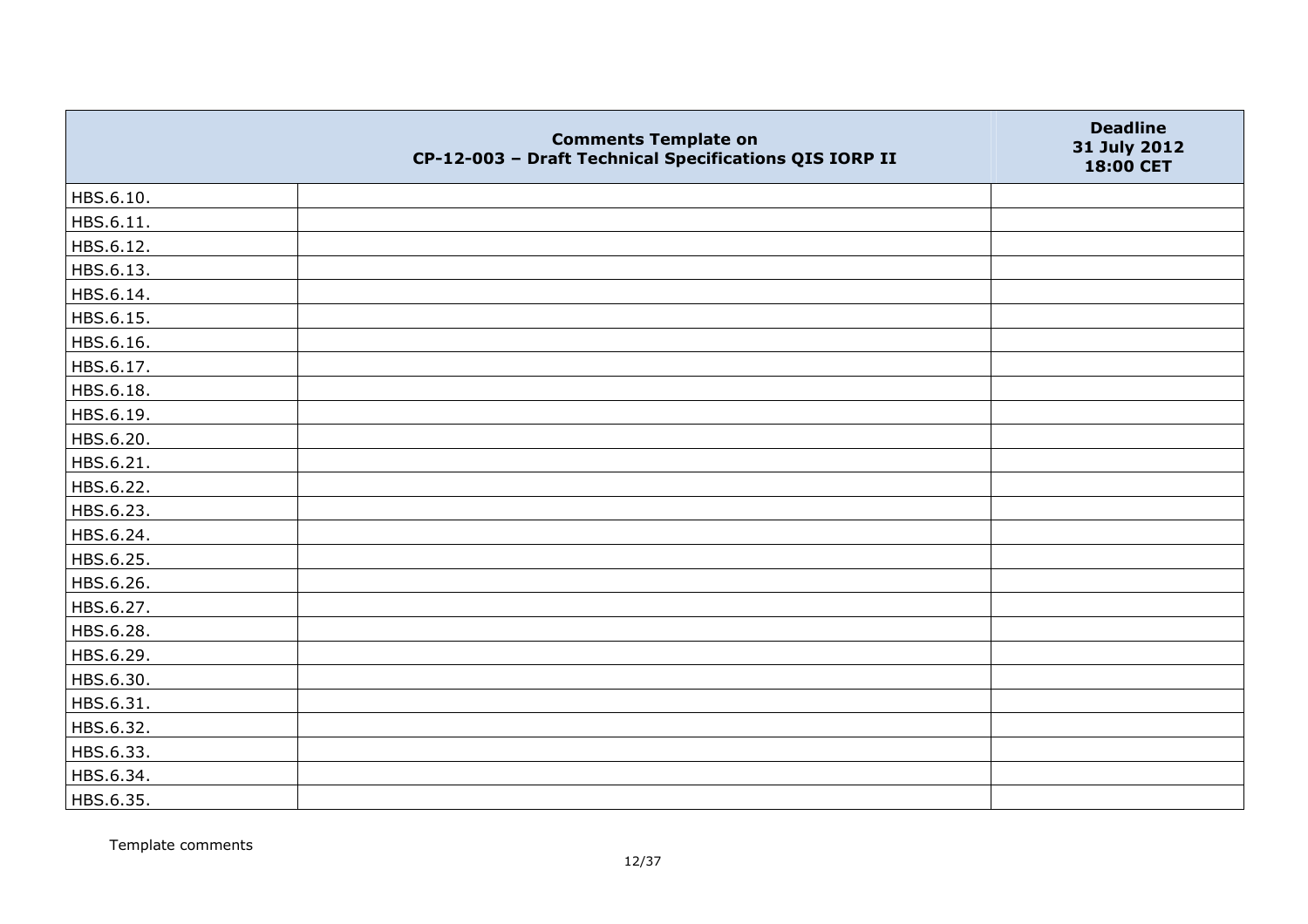| | Comments Template on CP-12-003 – Draft Technical Specifications QIS IORP II | Deadline 31 July 2012 18:00 CET |
|---|---|---|
| HBS.6.10. | | |
| HBS.6.11. | | |
| HBS.6.12. | | |
| HBS.6.13. | | |
| HBS.6.14. | | |
| HBS.6.15. | | |
| HBS.6.16. | | |
| HBS.6.17. | | |
| HBS.6.18. | | |
| HBS.6.19. | | |
| HBS.6.20. | | |
| HBS.6.21. | | |
| HBS.6.22. | | |
| HBS.6.23. | | |
| HBS.6.24. | | |
| HBS.6.25. | | |
| HBS.6.26. | | |
| HBS.6.27. | | |
| HBS.6.28. | | |
| HBS.6.29. | | |
| HBS.6.30. | | |
| HBS.6.31. | | |
| HBS.6.32. | | |
| HBS.6.33. | | |
| HBS.6.34. | | |
| HBS.6.35. | | |

Template comments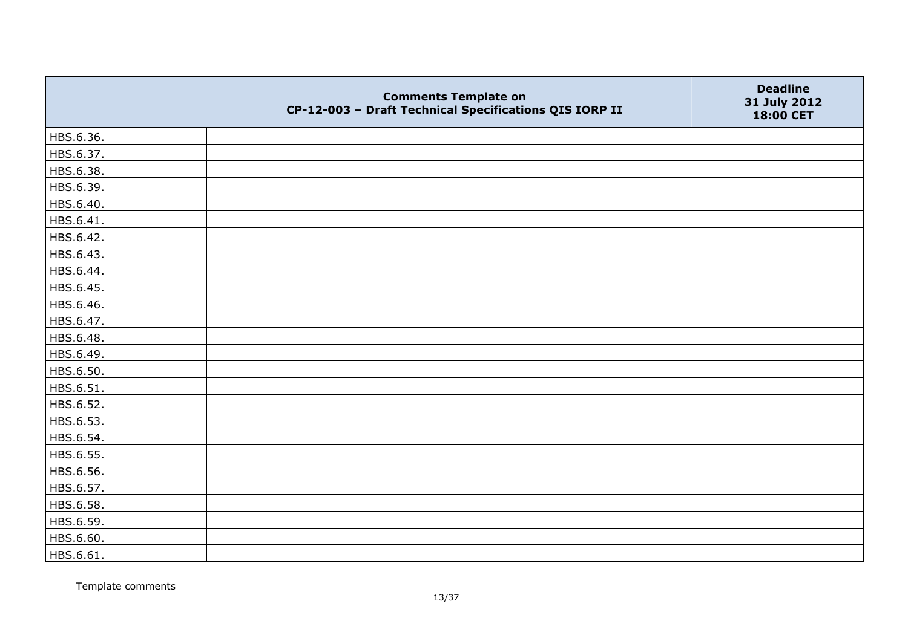| | Comments Template on CP-12-003 – Draft Technical Specifications QIS IORP II | Deadline 31 July 2012 18:00 CET |
|---|---|---|
| HBS.6.36. | | |
| HBS.6.37. | | |
| HBS.6.38. | | |
| HBS.6.39. | | |
| HBS.6.40. | | |
| HBS.6.41. | | |
| HBS.6.42. | | |
| HBS.6.43. | | |
| HBS.6.44. | | |
| HBS.6.45. | | |
| HBS.6.46. | | |
| HBS.6.47. | | |
| HBS.6.48. | | |
| HBS.6.49. | | |
| HBS.6.50. | | |
| HBS.6.51. | | |
| HBS.6.52. | | |
| HBS.6.53. | | |
| HBS.6.54. | | |
| HBS.6.55. | | |
| HBS.6.56. | | |
| HBS.6.57. | | |
| HBS.6.58. | | |
| HBS.6.59. | | |
| HBS.6.60. | | |
| HBS.6.61. | | |

Template comments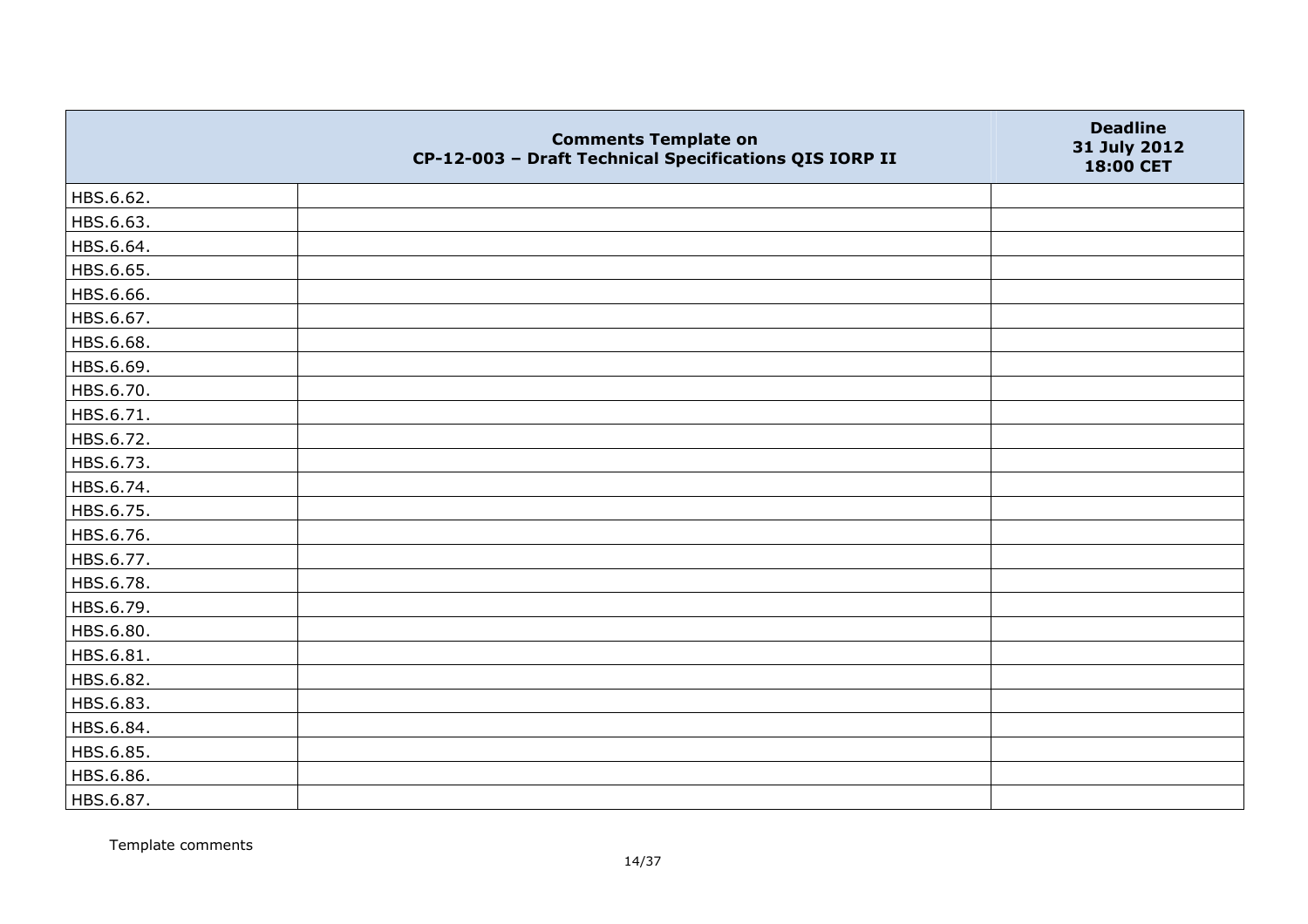| | Comments Template on CP-12-003 – Draft Technical Specifications QIS IORP II | Deadline 31 July 2012 18:00 CET |
|---|---|---|
| HBS.6.62. | | |
| HBS.6.63. | | |
| HBS.6.64. | | |
| HBS.6.65. | | |
| HBS.6.66. | | |
| HBS.6.67. | | |
| HBS.6.68. | | |
| HBS.6.69. | | |
| HBS.6.70. | | |
| HBS.6.71. | | |
| HBS.6.72. | | |
| HBS.6.73. | | |
| HBS.6.74. | | |
| HBS.6.75. | | |
| HBS.6.76. | | |
| HBS.6.77. | | |
| HBS.6.78. | | |
| HBS.6.79. | | |
| HBS.6.80. | | |
| HBS.6.81. | | |
| HBS.6.82. | | |
| HBS.6.83. | | |
| HBS.6.84. | | |
| HBS.6.85. | | |
| HBS.6.86. | | |
| HBS.6.87. | | |

Template comments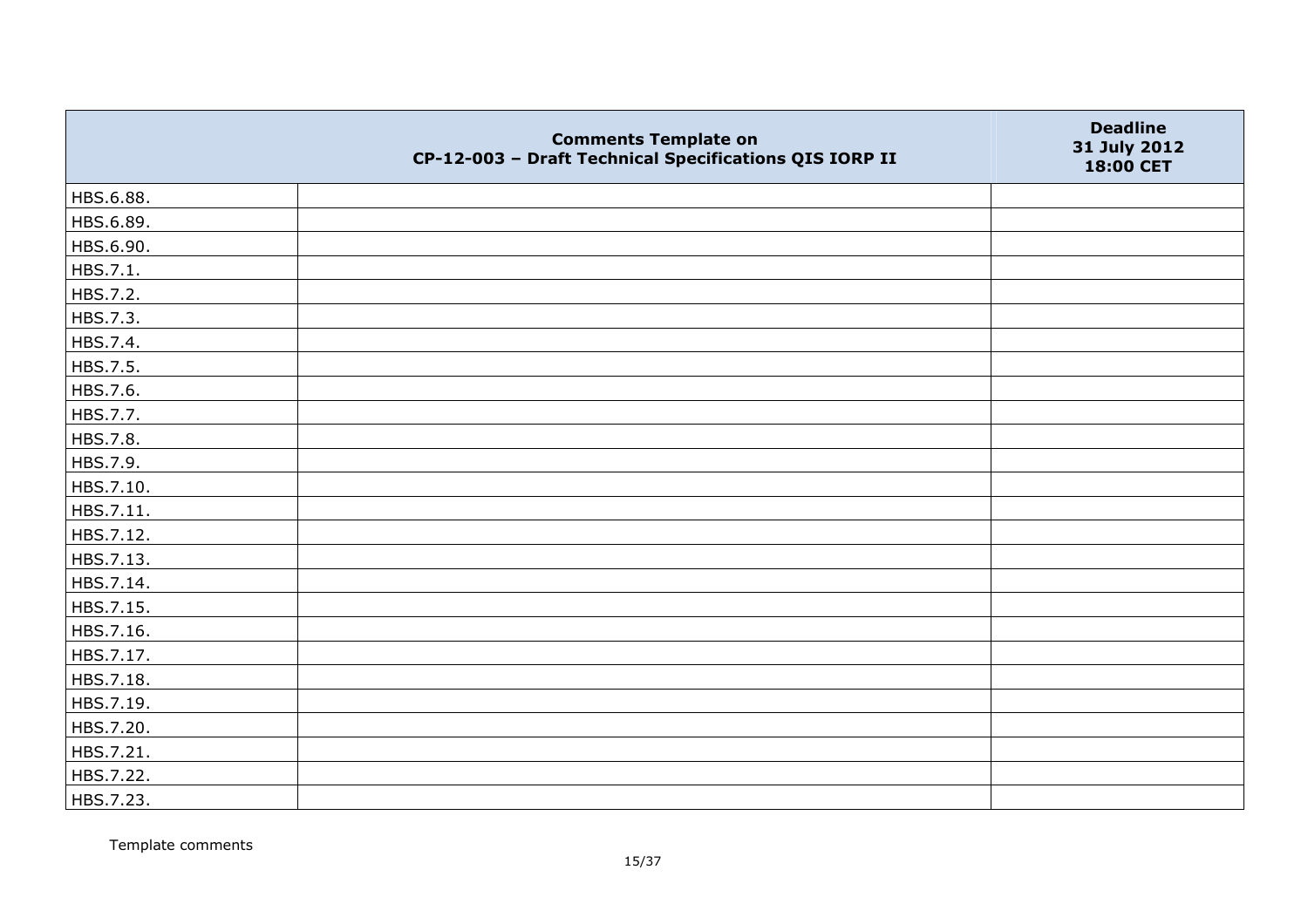| | Comments Template on CP-12-003 – Draft Technical Specifications QIS IORP II | Deadline 31 July 2012 18:00 CET |
|---|---|---|
| HBS.6.88. | | |
| HBS.6.89. | | |
| HBS.6.90. | | |
| HBS.7.1. | | |
| HBS.7.2. | | |
| HBS.7.3. | | |
| HBS.7.4. | | |
| HBS.7.5. | | |
| HBS.7.6. | | |
| HBS.7.7. | | |
| HBS.7.8. | | |
| HBS.7.9. | | |
| HBS.7.10. | | |
| HBS.7.11. | | |
| HBS.7.12. | | |
| HBS.7.13. | | |
| HBS.7.14. | | |
| HBS.7.15. | | |
| HBS.7.16. | | |
| HBS.7.17. | | |
| HBS.7.18. | | |
| HBS.7.19. | | |
| HBS.7.20. | | |
| HBS.7.21. | | |
| HBS.7.22. | | |
| HBS.7.23. | | |

Template comments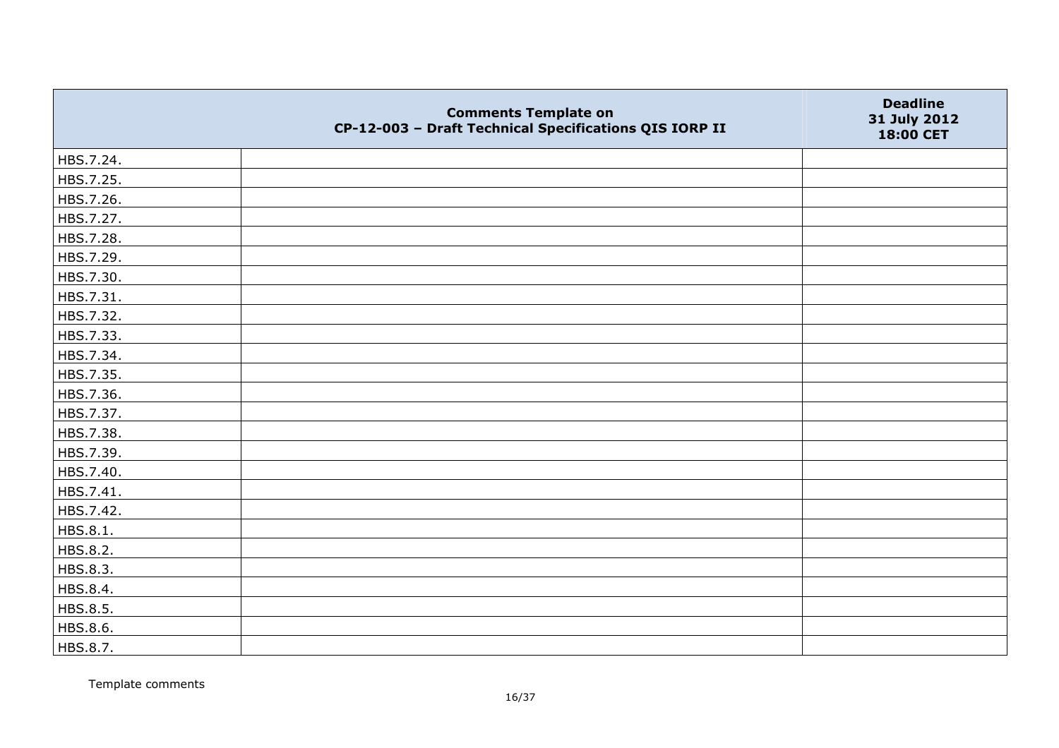| | Comments Template on CP-12-003 – Draft Technical Specifications QIS IORP II | Deadline 31 July 2012 18:00 CET |
|---|---|---|
| HBS.7.24. | | |
| HBS.7.25. | | |
| HBS.7.26. | | |
| HBS.7.27. | | |
| HBS.7.28. | | |
| HBS.7.29. | | |
| HBS.7.30. | | |
| HBS.7.31. | | |
| HBS.7.32. | | |
| HBS.7.33. | | |
| HBS.7.34. | | |
| HBS.7.35. | | |
| HBS.7.36. | | |
| HBS.7.37. | | |
| HBS.7.38. | | |
| HBS.7.39. | | |
| HBS.7.40. | | |
| HBS.7.41. | | |
| HBS.7.42. | | |
| HBS.8.1. | | |
| HBS.8.2. | | |
| HBS.8.3. | | |
| HBS.8.4. | | |
| HBS.8.5. | | |
| HBS.8.6. | | |
| HBS.8.7. | | |

Template comments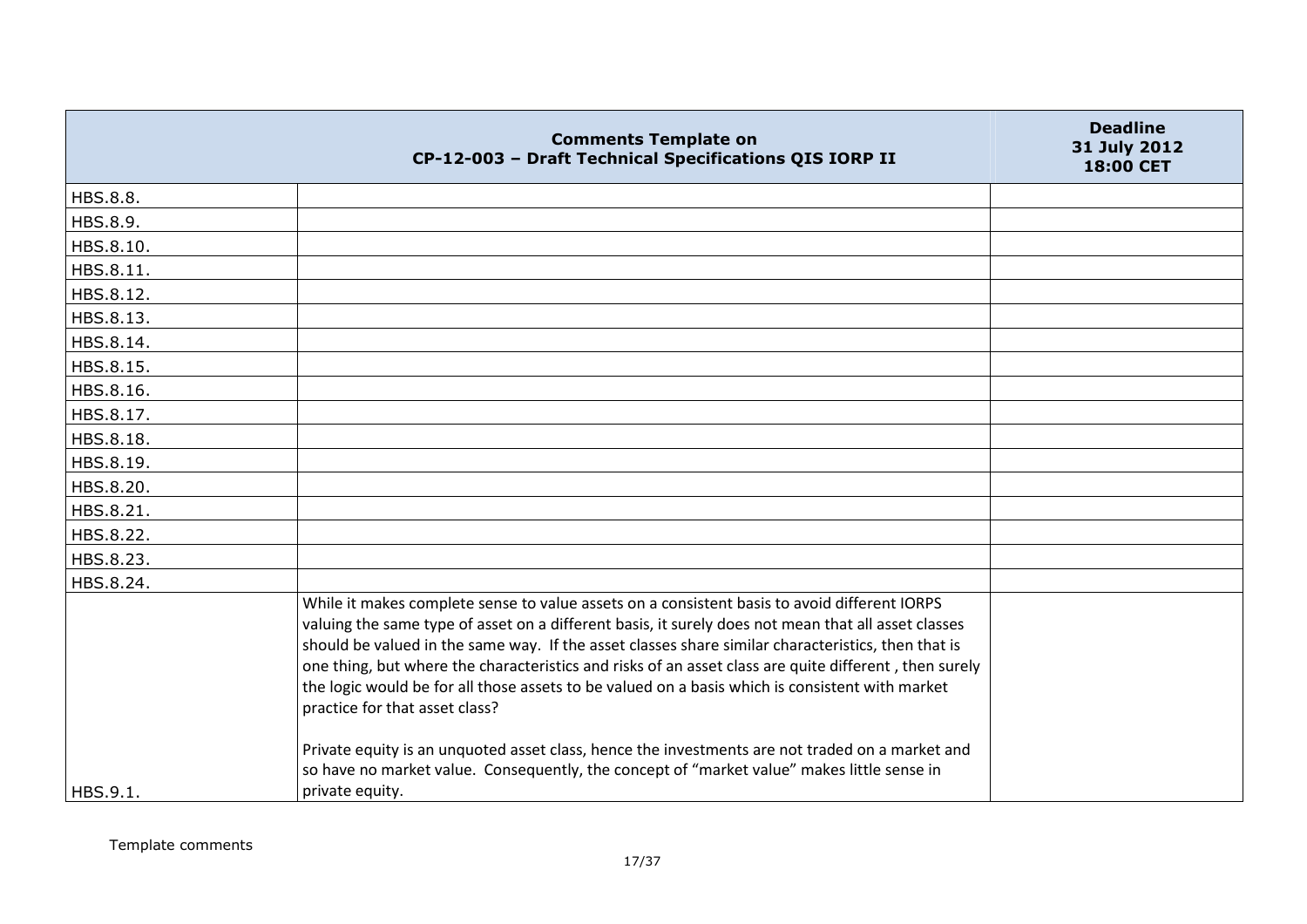| Comments Template on CP-12-003 – Draft Technical Specifications QIS IORP II | | Deadline 31 July 2012 18:00 CET |
|---|---|---|
| HBS.8.8. | | |
| HBS.8.9. | | |
| HBS.8.10. | | |
| HBS.8.11. | | |
| HBS.8.12. | | |
| HBS.8.13. | | |
| HBS.8.14. | | |
| HBS.8.15. | | |
| HBS.8.16. | | |
| HBS.8.17. | | |
| HBS.8.18. | | |
| HBS.8.19. | | |
| HBS.8.20. | | |
| HBS.8.21. | | |
| HBS.8.22. | | |
| HBS.8.23. | | |
| HBS.8.24. | | |
| HBS.9.1. | While it makes complete sense to value assets on a consistent basis to avoid different IORPS valuing the same type of asset on a different basis, it surely does not mean that all asset classes should be valued in the same way. If the asset classes share similar characteristics, then that is one thing, but where the characteristics and risks of an asset class are quite different , then surely the logic would be for all those assets to be valued on a basis which is consistent with market practice for that asset class?<br><br>Private equity is an unquoted asset class, hence the investments are not traded on a market and so have no market value. Consequently, the concept of "market value" makes little sense in private equity. | |

Template comments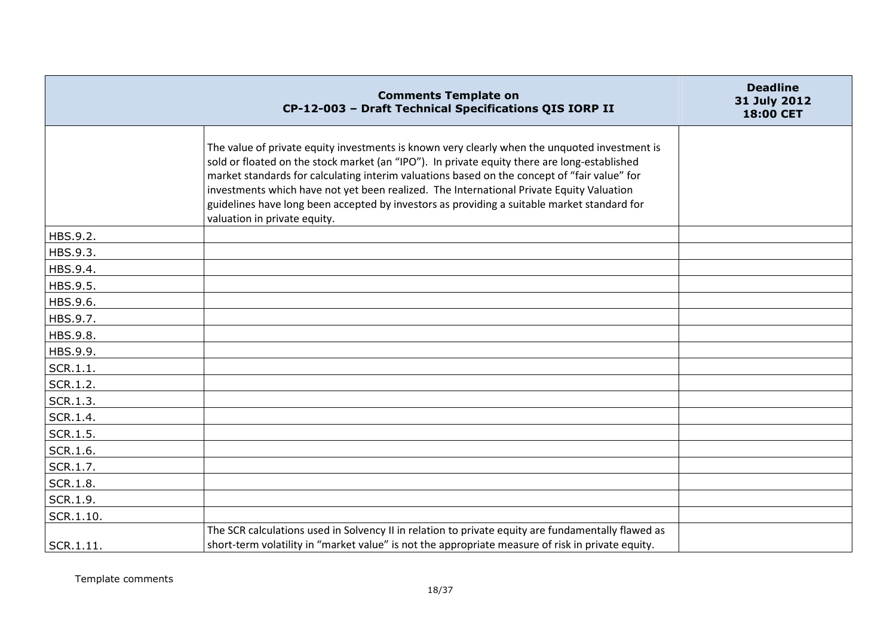| Comments Template on CP-12-003 – Draft Technical Specifications QIS IORP II | | Deadline 31 July 2012 18:00 CET |
|---|---|---|
| | The value of private equity investments is known very clearly when the unquoted investment is sold or floated on the stock market (an "IPO"). In private equity there are long-established market standards for calculating interim valuations based on the concept of "fair value" for investments which have not yet been realized. The International Private Equity Valuation guidelines have long been accepted by investors as providing a suitable market standard for valuation in private equity. | |
| HBS.9.2. | | |
| HBS.9.3. | | |
| HBS.9.4. | | |
| HBS.9.5. | | |
| HBS.9.6. | | |
| HBS.9.7. | | |
| HBS.9.8. | | |
| HBS.9.9. | | |
| SCR.1.1. | | |
| SCR.1.2. | | |
| SCR.1.3. | | |
| SCR.1.4. | | |
| SCR.1.5. | | |
| SCR.1.6. | | |
| SCR.1.7. | | |
| SCR.1.8. | | |
| SCR.1.9. | | |
| SCR.1.10. | | |
| SCR.1.11. | The SCR calculations used in Solvency II in relation to private equity are fundamentally flawed as short-term volatility in "market value" is not the appropriate measure of risk in private equity. | |

Template comments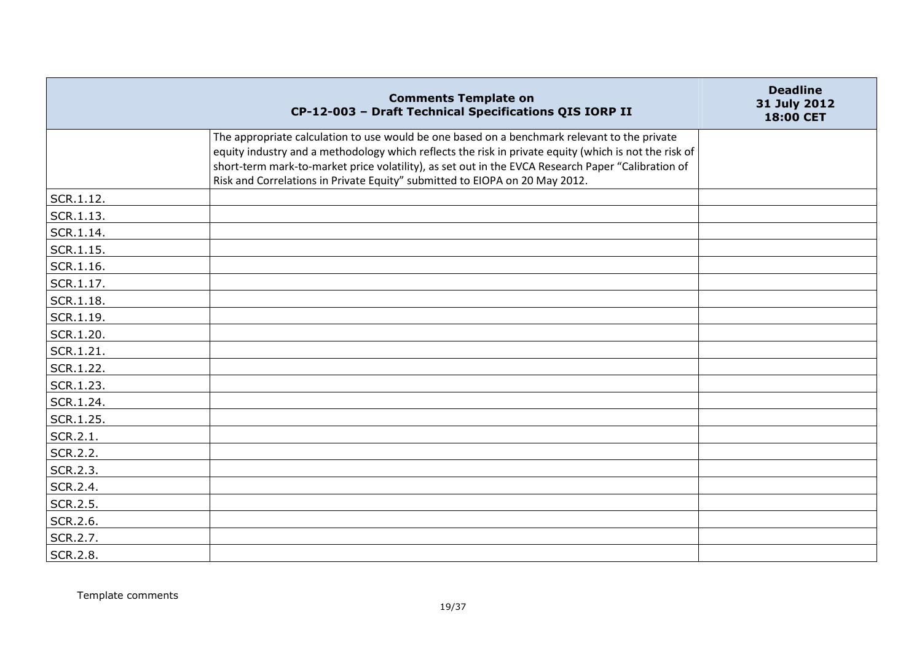| | Comments Template on CP-12-003 – Draft Technical Specifications QIS IORP II | Deadline 31 July 2012 18:00 CET |
|---|---|---|
| | The appropriate calculation to use would be one based on a benchmark relevant to the private equity industry and a methodology which reflects the risk in private equity (which is not the risk of short-term mark-to-market price volatility), as set out in the EVCA Research Paper "Calibration of Risk and Correlations in Private Equity" submitted to EIOPA on 20 May 2012. | |
| SCR.1.12. | | |
| SCR.1.13. | | |
| SCR.1.14. | | |
| SCR.1.15. | | |
| SCR.1.16. | | |
| SCR.1.17. | | |
| SCR.1.18. | | |
| SCR.1.19. | | |
| SCR.1.20. | | |
| SCR.1.21. | | |
| SCR.1.22. | | |
| SCR.1.23. | | |
| SCR.1.24. | | |
| SCR.1.25. | | |
| SCR.2.1. | | |
| SCR.2.2. | | |
| SCR.2.3. | | |
| SCR.2.4. | | |
| SCR.2.5. | | |
| SCR.2.6. | | |
| SCR.2.7. | | |
| SCR.2.8. | | |

Template comments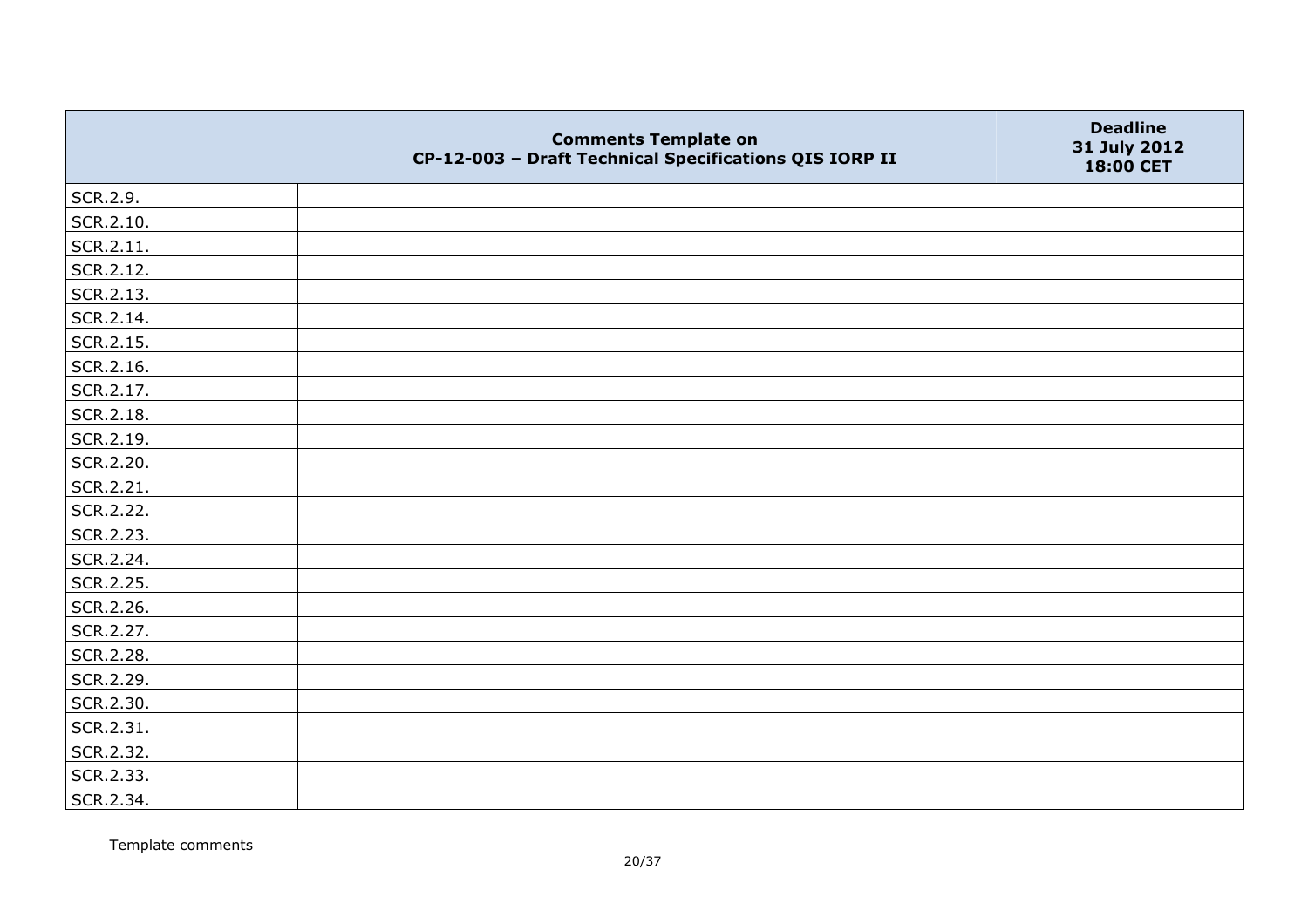| | Comments Template on CP-12-003 – Draft Technical Specifications QIS IORP II | Deadline 31 July 2012 18:00 CET |
|---|---|---|
| SCR.2.9. | | |
| SCR.2.10. | | |
| SCR.2.11. | | |
| SCR.2.12. | | |
| SCR.2.13. | | |
| SCR.2.14. | | |
| SCR.2.15. | | |
| SCR.2.16. | | |
| SCR.2.17. | | |
| SCR.2.18. | | |
| SCR.2.19. | | |
| SCR.2.20. | | |
| SCR.2.21. | | |
| SCR.2.22. | | |
| SCR.2.23. | | |
| SCR.2.24. | | |
| SCR.2.25. | | |
| SCR.2.26. | | |
| SCR.2.27. | | |
| SCR.2.28. | | |
| SCR.2.29. | | |
| SCR.2.30. | | |
| SCR.2.31. | | |
| SCR.2.32. | | |
| SCR.2.33. | | |
| SCR.2.34. | | |

Template comments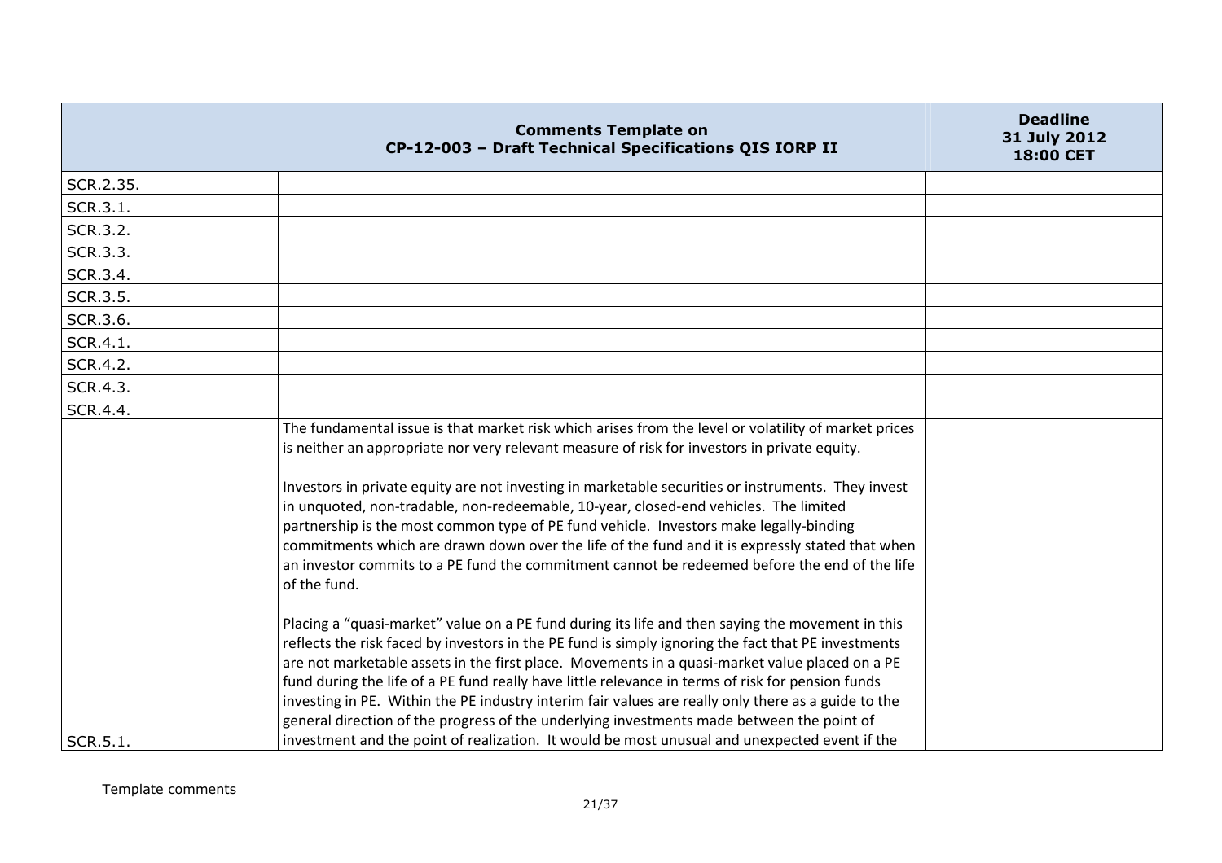| | Comments Template on CP-12-003 – Draft Technical Specifications QIS IORP II | Deadline 31 July 2012 18:00 CET |
|---|---|---|
| SCR.2.35. | | |
| SCR.3.1. | | |
| SCR.3.2. | | |
| SCR.3.3. | | |
| SCR.3.4. | | |
| SCR.3.5. | | |
| SCR.3.6. | | |
| SCR.4.1. | | |
| SCR.4.2. | | |
| SCR.4.3. | | |
| SCR.4.4. | | |
| SCR.5.1. | The fundamental issue is that market risk which arises from the level or volatility of market prices is neither an appropriate nor very relevant measure of risk for investors in private equity.<br><br>Investors in private equity are not investing in marketable securities or instruments. They invest in unquoted, non-tradable, non-redeemable, 10-year, closed-end vehicles. The limited partnership is the most common type of PE fund vehicle. Investors make legally-binding commitments which are drawn down over the life of the fund and it is expressly stated that when an investor commits to a PE fund the commitment cannot be redeemed before the end of the life of the fund.<br><br>Placing a "quasi-market" value on a PE fund during its life and then saying the movement in this reflects the risk faced by investors in the PE fund is simply ignoring the fact that PE investments are not marketable assets in the first place. Movements in a quasi-market value placed on a PE fund during the life of a PE fund really have little relevance in terms of risk for pension funds investing in PE. Within the PE industry interim fair values are really only there as a guide to the general direction of the progress of the underlying investments made between the point of investment and the point of realization. It would be most unusual and unexpected event if the | |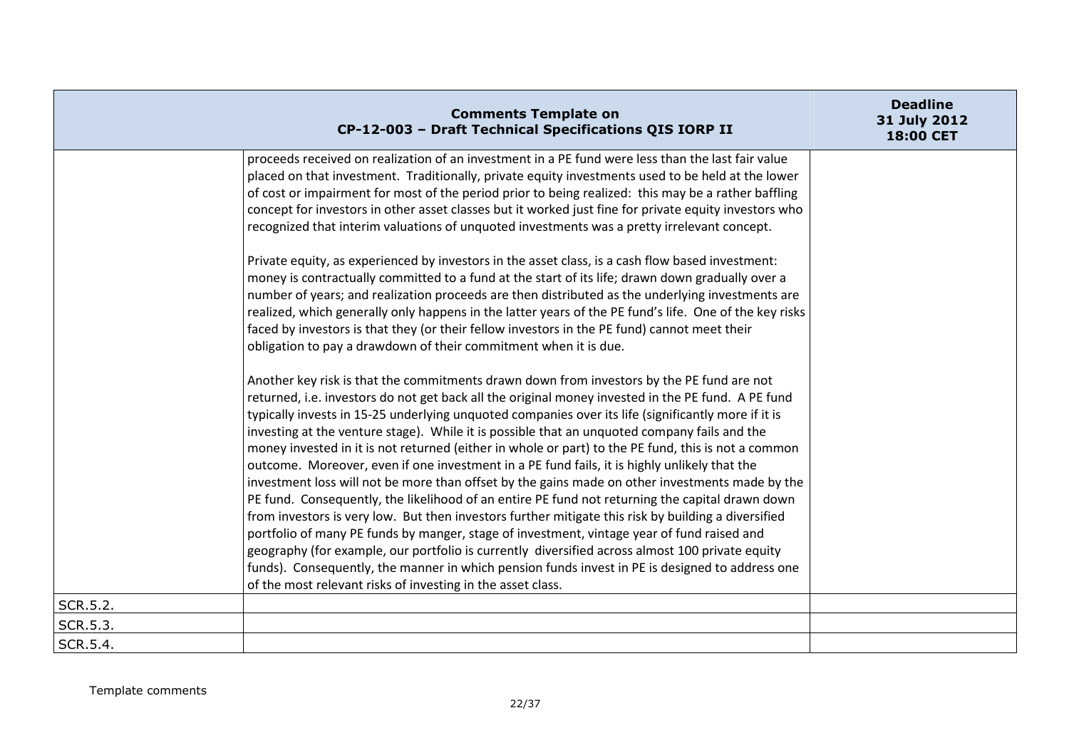| Comments Template on CP-12-003 – Draft Technical Specifications QIS IORP II | | Deadline 31 July 2012 18:00 CET |
|---|---|---|
| | proceeds received on realization of an investment in a PE fund were less than the last fair value placed on that investment. Traditionally, private equity investments used to be held at the lower of cost or impairment for most of the period prior to being realized: this may be a rather baffling concept for investors in other asset classes but it worked just fine for private equity investors who recognized that interim valuations of unquoted investments was a pretty irrelevant concept.<br><br>Private equity, as experienced by investors in the asset class, is a cash flow based investment: money is contractually committed to a fund at the start of its life; drawn down gradually over a number of years; and realization proceeds are then distributed as the underlying investments are realized, which generally only happens in the latter years of the PE fund's life. One of the key risks faced by investors is that they (or their fellow investors in the PE fund) cannot meet their obligation to pay a drawdown of their commitment when it is due.<br><br>Another key risk is that the commitments drawn down from investors by the PE fund are not returned, i.e. investors do not get back all the original money invested in the PE fund. A PE fund typically invests in 15-25 underlying unquoted companies over its life (significantly more if it is investing at the venture stage). While it is possible that an unquoted company fails and the money invested in it is not returned (either in whole or part) to the PE fund, this is not a common outcome. Moreover, even if one investment in a PE fund fails, it is highly unlikely that the investment loss will not be more than offset by the gains made on other investments made by the PE fund. Consequently, the likelihood of an entire PE fund not returning the capital drawn down from investors is very low. But then investors further mitigate this risk by building a diversified portfolio of many PE funds by manger, stage of investment, vintage year of fund raised and geography (for example, our portfolio is currently diversified across almost 100 private equity funds). Consequently, the manner in which pension funds invest in PE is designed to address one of the most relevant risks of investing in the asset class. | |
| SCR.5.2. | | |
| SCR.5.3. | | |
| SCR.5.4. | | |

Template comments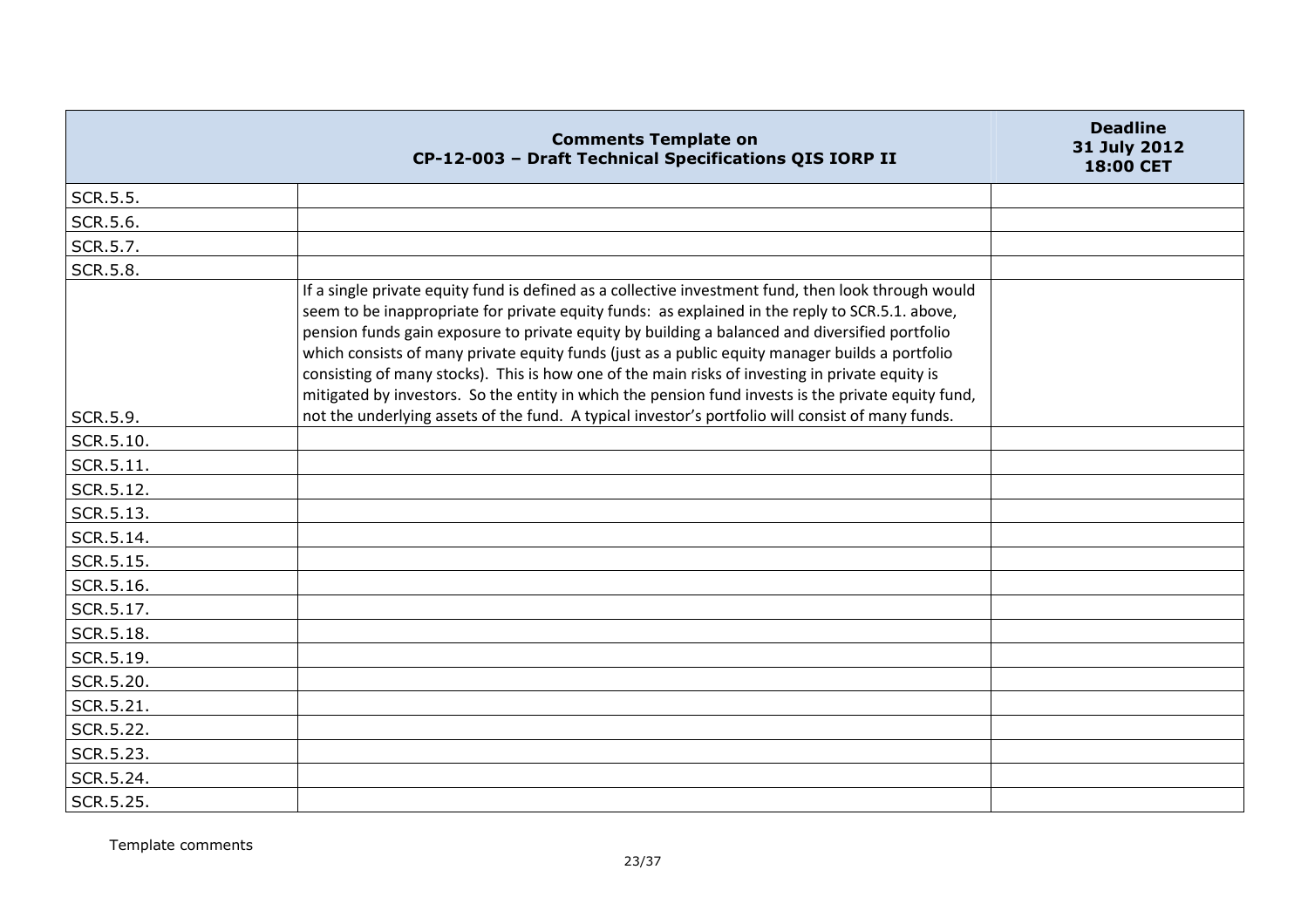| Comments Template on CP-12-003 – Draft Technical Specifications QIS IORP II | | Deadline 31 July 2012 18:00 CET |
|---|---|---|
| SCR.5.5. | | |
| SCR.5.6. | | |
| SCR.5.7. | | |
| SCR.5.8. | | |
| SCR.5.9. | If a single private equity fund is defined as a collective investment fund, then look through would seem to be inappropriate for private equity funds: as explained in the reply to SCR.5.1. above, pension funds gain exposure to private equity by building a balanced and diversified portfolio which consists of many private equity funds (just as a public equity manager builds a portfolio consisting of many stocks). This is how one of the main risks of investing in private equity is mitigated by investors. So the entity in which the pension fund invests is the private equity fund, not the underlying assets of the fund. A typical investor's portfolio will consist of many funds. | |
| SCR.5.10. | | |
| SCR.5.11. | | |
| SCR.5.12. | | |
| SCR.5.13. | | |
| SCR.5.14. | | |
| SCR.5.15. | | |
| SCR.5.16. | | |
| SCR.5.17. | | |
| SCR.5.18. | | |
| SCR.5.19. | | |
| SCR.5.20. | | |
| SCR.5.21. | | |
| SCR.5.22. | | |
| SCR.5.23. | | |
| SCR.5.24. | | |
| SCR.5.25. | | |

Template comments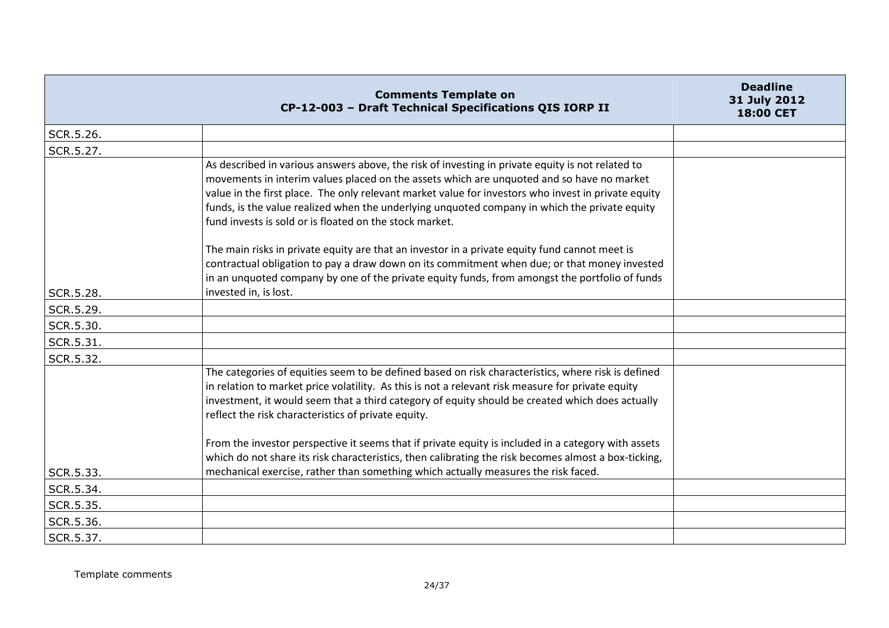| | Comments Template on CP-12-003 – Draft Technical Specifications QIS IORP II | Deadline 31 July 2012 18:00 CET |
|---|---|---|
| SCR.5.26. | | |
| SCR.5.27. | | |
| SCR.5.28. | As described in various answers above, the risk of investing in private equity is not related to movements in interim values placed on the assets which are unquoted and so have no market value in the first place. The only relevant market value for investors who invest in private equity funds, is the value realized when the underlying unquoted company in which the private equity fund invests is sold or is floated on the stock market.<br><br>The main risks in private equity are that an investor in a private equity fund cannot meet is contractual obligation to pay a draw down on its commitment when due; or that money invested in an unquoted company by one of the private equity funds, from amongst the portfolio of funds invested in, is lost. | |
| SCR.5.29. | | |
| SCR.5.30. | | |
| SCR.5.31. | | |
| SCR.5.32. | | |
| SCR.5.33. | The categories of equities seem to be defined based on risk characteristics, where risk is defined in relation to market price volatility. As this is not a relevant risk measure for private equity investment, it would seem that a third category of equity should be created which does actually reflect the risk characteristics of private equity.<br><br>From the investor perspective it seems that if private equity is included in a category with assets which do not share its risk characteristics, then calibrating the risk becomes almost a box-ticking, mechanical exercise, rather than something which actually measures the risk faced. | |
| SCR.5.34. | | |
| SCR.5.35. | | |
| SCR.5.36. | | |
| SCR.5.37. | | |

Template comments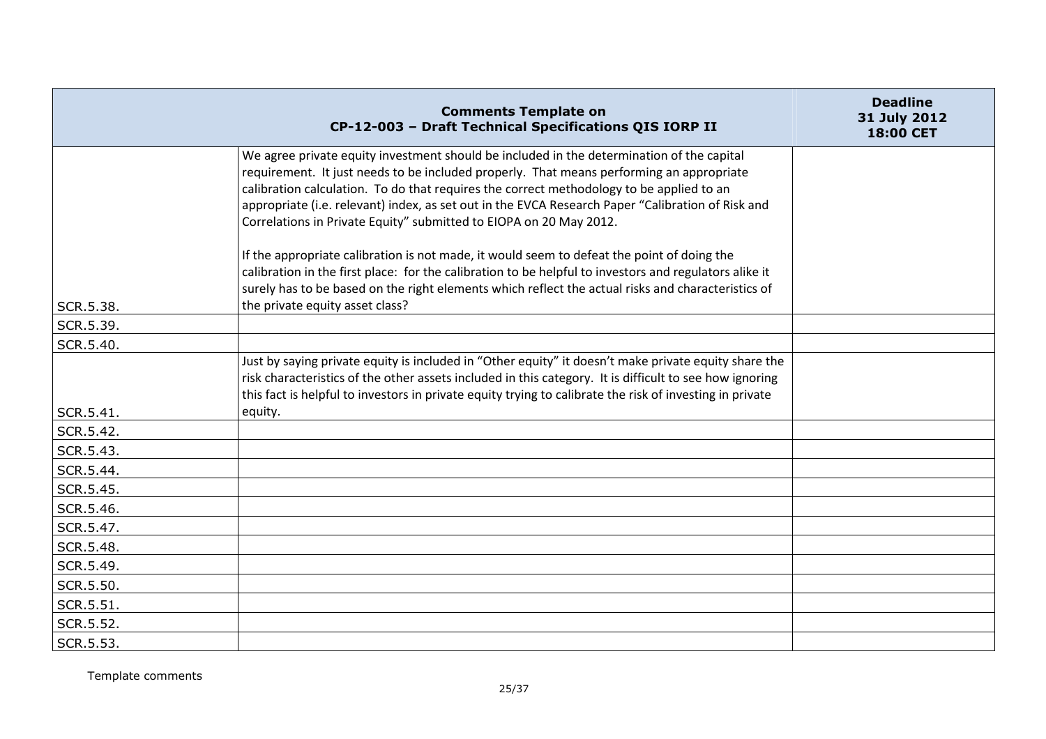| | Comments Template on CP-12-003 – Draft Technical Specifications QIS IORP II | Deadline 31 July 2012 18:00 CET |
|---|---|---|
| SCR.5.38. | We agree private equity investment should be included in the determination of the capital requirement. It just needs to be included properly. That means performing an appropriate calibration calculation. To do that requires the correct methodology to be applied to an appropriate (i.e. relevant) index, as set out in the EVCA Research Paper "Calibration of Risk and Correlations in Private Equity" submitted to EIOPA on 20 May 2012.<br><br>If the appropriate calibration is not made, it would seem to defeat the point of doing the calibration in the first place: for the calibration to be helpful to investors and regulators alike it surely has to be based on the right elements which reflect the actual risks and characteristics of the private equity asset class? | |
| SCR.5.39. | | |
| SCR.5.40. | | |
| SCR.5.41. | Just by saying private equity is included in "Other equity" it doesn't make private equity share the risk characteristics of the other assets included in this category. It is difficult to see how ignoring this fact is helpful to investors in private equity trying to calibrate the risk of investing in private equity. | |
| SCR.5.42. | | |
| SCR.5.43. | | |
| SCR.5.44. | | |
| SCR.5.45. | | |
| SCR.5.46. | | |
| SCR.5.47. | | |
| SCR.5.48. | | |
| SCR.5.49. | | |
| SCR.5.50. | | |
| SCR.5.51. | | |
| SCR.5.52. | | |
| SCR.5.53. | | |

Template comments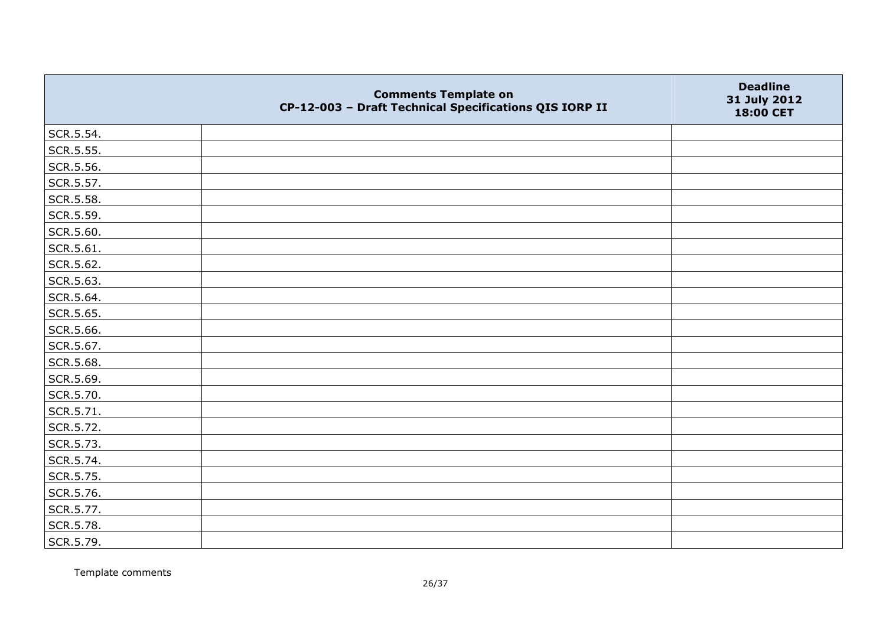| | Comments Template on CP-12-003 – Draft Technical Specifications QIS IORP II | Deadline 31 July 2012 18:00 CET |
|---|---|---|
| SCR.5.54. | | |
| SCR.5.55. | | |
| SCR.5.56. | | |
| SCR.5.57. | | |
| SCR.5.58. | | |
| SCR.5.59. | | |
| SCR.5.60. | | |
| SCR.5.61. | | |
| SCR.5.62. | | |
| SCR.5.63. | | |
| SCR.5.64. | | |
| SCR.5.65. | | |
| SCR.5.66. | | |
| SCR.5.67. | | |
| SCR.5.68. | | |
| SCR.5.69. | | |
| SCR.5.70. | | |
| SCR.5.71. | | |
| SCR.5.72. | | |
| SCR.5.73. | | |
| SCR.5.74. | | |
| SCR.5.75. | | |
| SCR.5.76. | | |
| SCR.5.77. | | |
| SCR.5.78. | | |
| SCR.5.79. | | |

Template comments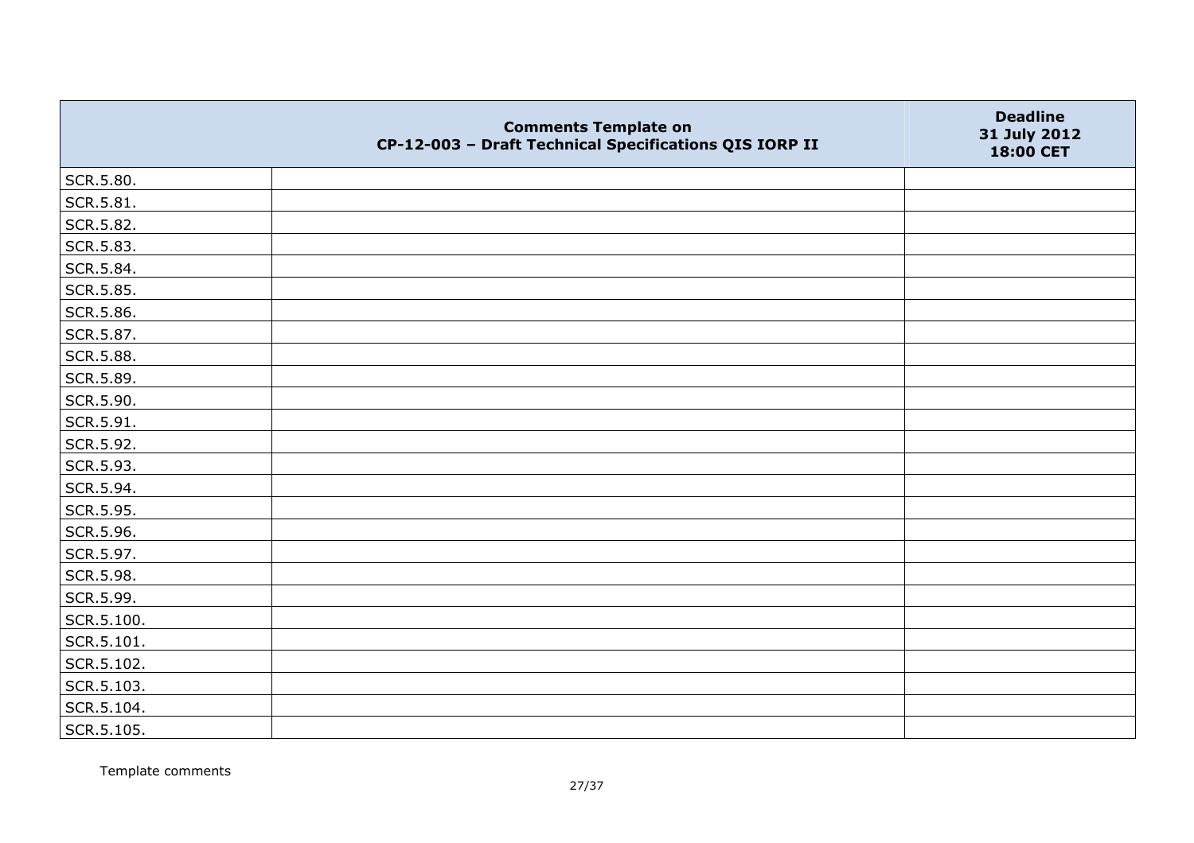| | Comments Template on CP-12-003 – Draft Technical Specifications QIS IORP II | Deadline 31 July 2012 18:00 CET |
|---|---|---|
| SCR.5.80. | | |
| SCR.5.81. | | |
| SCR.5.82. | | |
| SCR.5.83. | | |
| SCR.5.84. | | |
| SCR.5.85. | | |
| SCR.5.86. | | |
| SCR.5.87. | | |
| SCR.5.88. | | |
| SCR.5.89. | | |
| SCR.5.90. | | |
| SCR.5.91. | | |
| SCR.5.92. | | |
| SCR.5.93. | | |
| SCR.5.94. | | |
| SCR.5.95. | | |
| SCR.5.96. | | |
| SCR.5.97. | | |
| SCR.5.98. | | |
| SCR.5.99. | | |
| SCR.5.100. | | |
| SCR.5.101. | | |
| SCR.5.102. | | |
| SCR.5.103. | | |
| SCR.5.104. | | |
| SCR.5.105. | | |

Template comments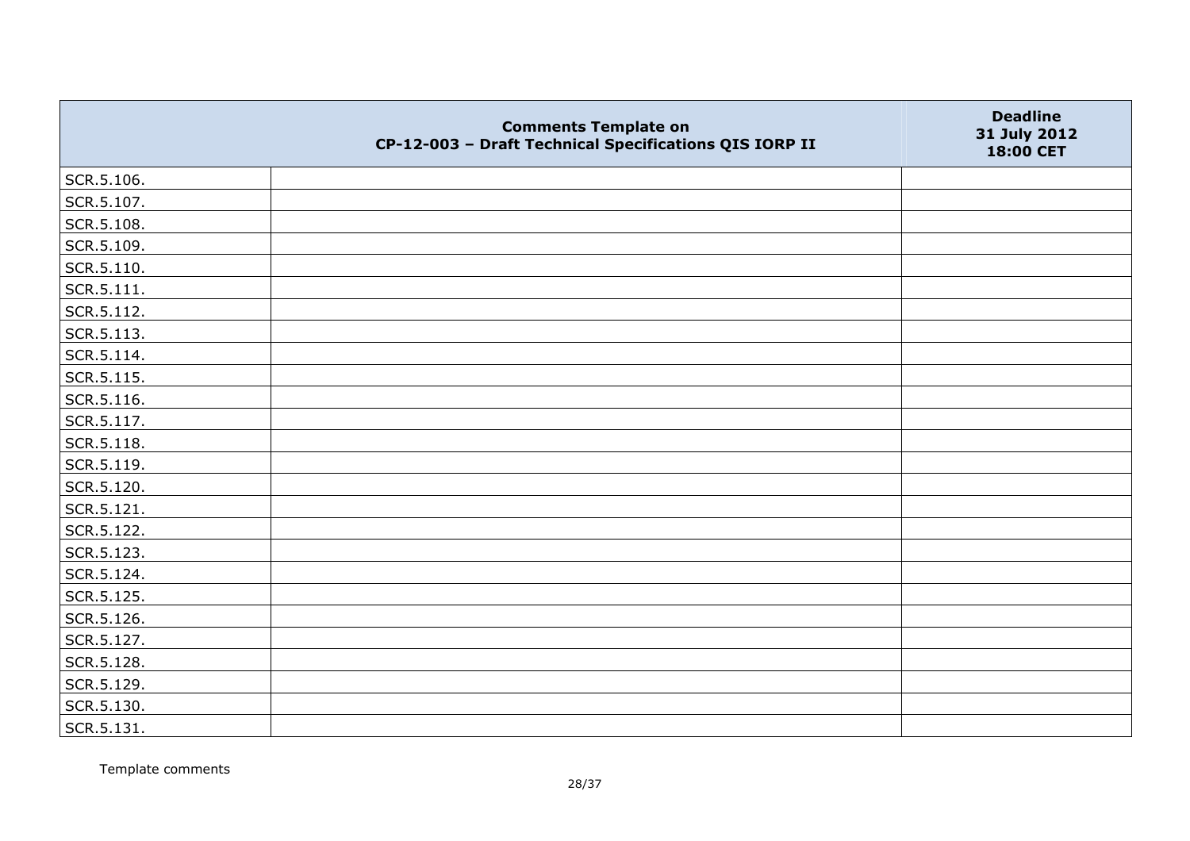| | Comments Template on CP-12-003 – Draft Technical Specifications QIS IORP II | Deadline 31 July 2012 18:00 CET |
|---|---|---|
| SCR.5.106. | | |
| SCR.5.107. | | |
| SCR.5.108. | | |
| SCR.5.109. | | |
| SCR.5.110. | | |
| SCR.5.111. | | |
| SCR.5.112. | | |
| SCR.5.113. | | |
| SCR.5.114. | | |
| SCR.5.115. | | |
| SCR.5.116. | | |
| SCR.5.117. | | |
| SCR.5.118. | | |
| SCR.5.119. | | |
| SCR.5.120. | | |
| SCR.5.121. | | |
| SCR.5.122. | | |
| SCR.5.123. | | |
| SCR.5.124. | | |
| SCR.5.125. | | |
| SCR.5.126. | | |
| SCR.5.127. | | |
| SCR.5.128. | | |
| SCR.5.129. | | |
| SCR.5.130. | | |
| SCR.5.131. | | |

Template comments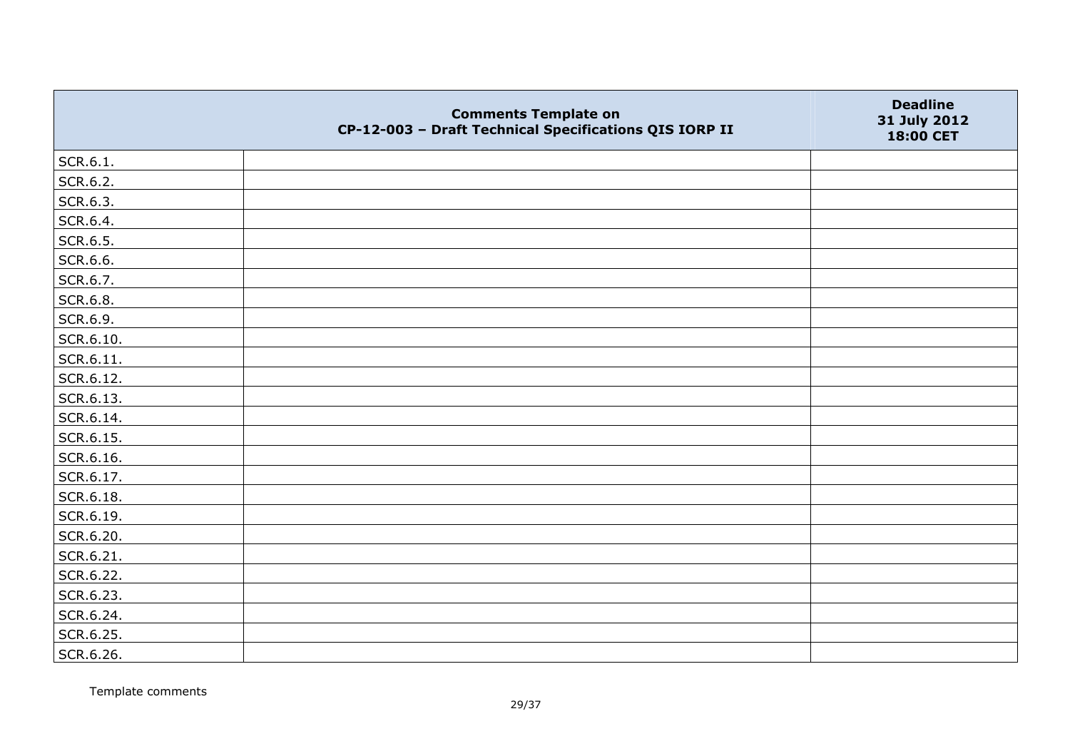|  | Comments Template on CP-12-003 – Draft Technical Specifications QIS IORP II | Deadline 31 July 2012 18:00 CET |
|---|---|---|
| SCR.6.1. |  |  |
| SCR.6.2. |  |  |
| SCR.6.3. |  |  |
| SCR.6.4. |  |  |
| SCR.6.5. |  |  |
| SCR.6.6. |  |  |
| SCR.6.7. |  |  |
| SCR.6.8. |  |  |
| SCR.6.9. |  |  |
| SCR.6.10. |  |  |
| SCR.6.11. |  |  |
| SCR.6.12. |  |  |
| SCR.6.13. |  |  |
| SCR.6.14. |  |  |
| SCR.6.15. |  |  |
| SCR.6.16. |  |  |
| SCR.6.17. |  |  |
| SCR.6.18. |  |  |
| SCR.6.19. |  |  |
| SCR.6.20. |  |  |
| SCR.6.21. |  |  |
| SCR.6.22. |  |  |
| SCR.6.23. |  |  |
| SCR.6.24. |  |  |
| SCR.6.25. |  |  |
| SCR.6.26. |  |  |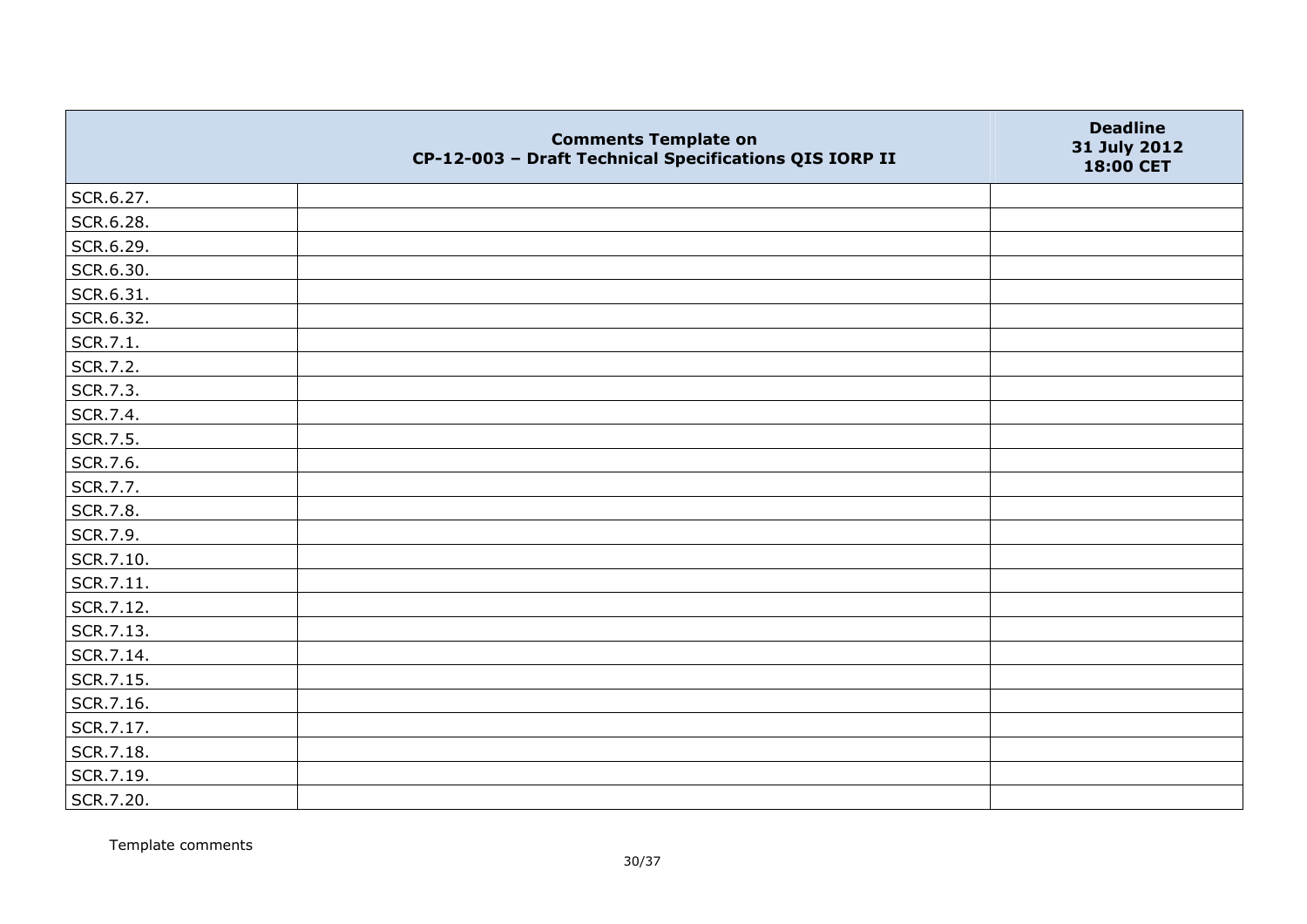| | Comments Template on CP-12-003 – Draft Technical Specifications QIS IORP II | Deadline 31 July 2012 18:00 CET |
|---|---|---|
| SCR.6.27. | | |
| SCR.6.28. | | |
| SCR.6.29. | | |
| SCR.6.30. | | |
| SCR.6.31. | | |
| SCR.6.32. | | |
| SCR.7.1. | | |
| SCR.7.2. | | |
| SCR.7.3. | | |
| SCR.7.4. | | |
| SCR.7.5. | | |
| SCR.7.6. | | |
| SCR.7.7. | | |
| SCR.7.8. | | |
| SCR.7.9. | | |
| SCR.7.10. | | |
| SCR.7.11. | | |
| SCR.7.12. | | |
| SCR.7.13. | | |
| SCR.7.14. | | |
| SCR.7.15. | | |
| SCR.7.16. | | |
| SCR.7.17. | | |
| SCR.7.18. | | |
| SCR.7.19. | | |
| SCR.7.20. | | |

Template comments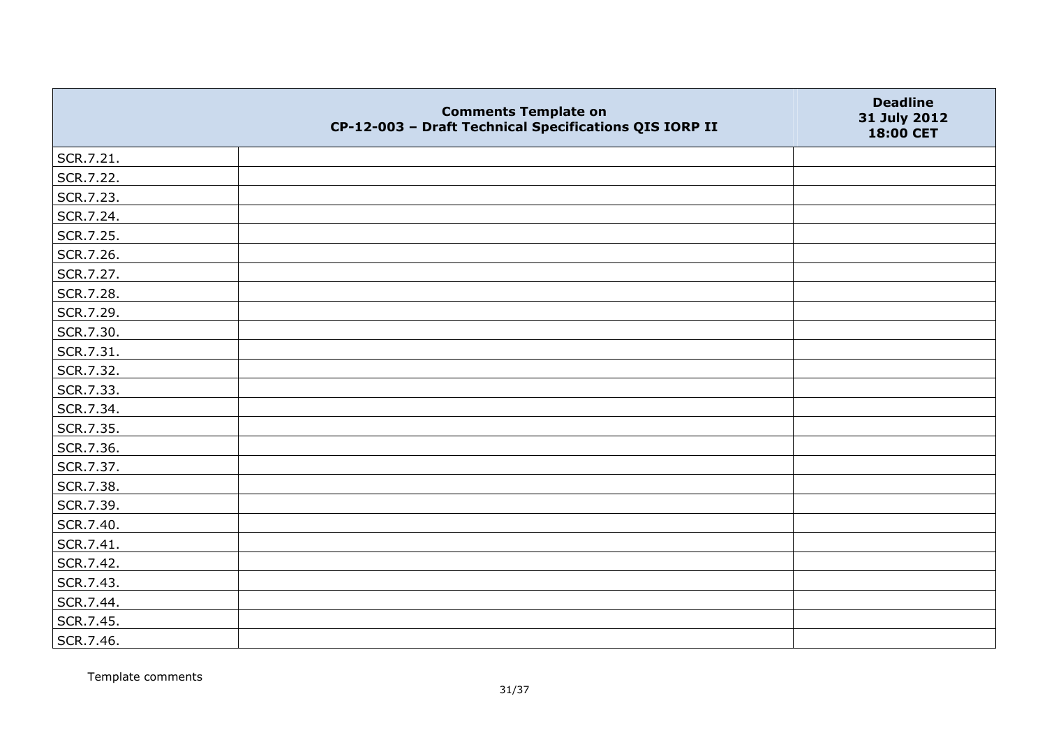| | Comments Template on CP-12-003 – Draft Technical Specifications QIS IORP II | Deadline 31 July 2012 18:00 CET |
|---|---|---|
| SCR.7.21. | | |
| SCR.7.22. | | |
| SCR.7.23. | | |
| SCR.7.24. | | |
| SCR.7.25. | | |
| SCR.7.26. | | |
| SCR.7.27. | | |
| SCR.7.28. | | |
| SCR.7.29. | | |
| SCR.7.30. | | |
| SCR.7.31. | | |
| SCR.7.32. | | |
| SCR.7.33. | | |
| SCR.7.34. | | |
| SCR.7.35. | | |
| SCR.7.36. | | |
| SCR.7.37. | | |
| SCR.7.38. | | |
| SCR.7.39. | | |
| SCR.7.40. | | |
| SCR.7.41. | | |
| SCR.7.42. | | |
| SCR.7.43. | | |
| SCR.7.44. | | |
| SCR.7.45. | | |
| SCR.7.46. | | |

Template comments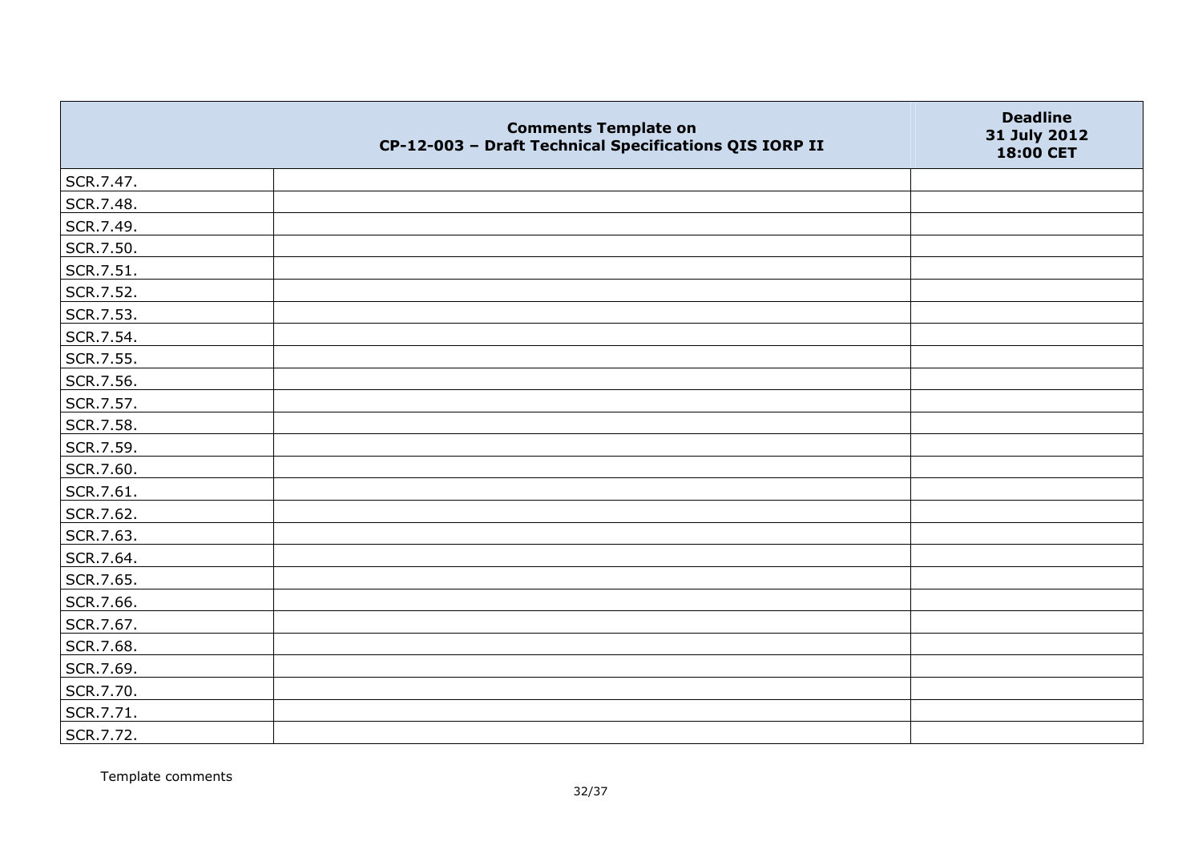| | Comments Template on CP-12-003 – Draft Technical Specifications QIS IORP II | Deadline 31 July 2012 18:00 CET |
|---|---|---|
| SCR.7.47. | | |
| SCR.7.48. | | |
| SCR.7.49. | | |
| SCR.7.50. | | |
| SCR.7.51. | | |
| SCR.7.52. | | |
| SCR.7.53. | | |
| SCR.7.54. | | |
| SCR.7.55. | | |
| SCR.7.56. | | |
| SCR.7.57. | | |
| SCR.7.58. | | |
| SCR.7.59. | | |
| SCR.7.60. | | |
| SCR.7.61. | | |
| SCR.7.62. | | |
| SCR.7.63. | | |
| SCR.7.64. | | |
| SCR.7.65. | | |
| SCR.7.66. | | |
| SCR.7.67. | | |
| SCR.7.68. | | |
| SCR.7.69. | | |
| SCR.7.70. | | |
| SCR.7.71. | | |
| SCR.7.72. | | |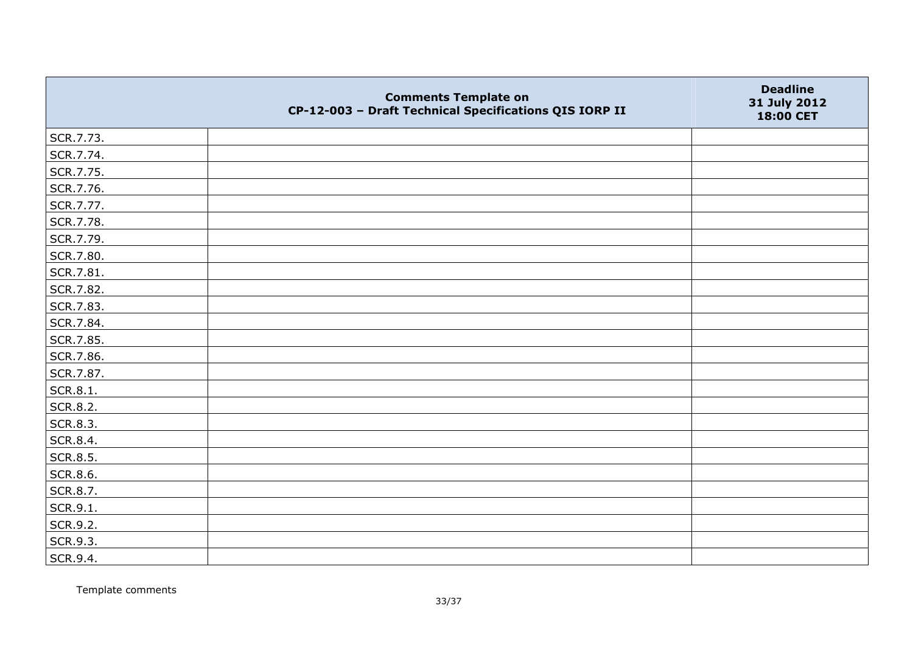| | Comments Template on CP-12-003 – Draft Technical Specifications QIS IORP II | Deadline 31 July 2012 18:00 CET |
|---|---|---|
| SCR.7.73. | | |
| SCR.7.74. | | |
| SCR.7.75. | | |
| SCR.7.76. | | |
| SCR.7.77. | | |
| SCR.7.78. | | |
| SCR.7.79. | | |
| SCR.7.80. | | |
| SCR.7.81. | | |
| SCR.7.82. | | |
| SCR.7.83. | | |
| SCR.7.84. | | |
| SCR.7.85. | | |
| SCR.7.86. | | |
| SCR.7.87. | | |
| SCR.8.1. | | |
| SCR.8.2. | | |
| SCR.8.3. | | |
| SCR.8.4. | | |
| SCR.8.5. | | |
| SCR.8.6. | | |
| SCR.8.7. | | |
| SCR.9.1. | | |
| SCR.9.2. | | |
| SCR.9.3. | | |
| SCR.9.4. | | |

Template comments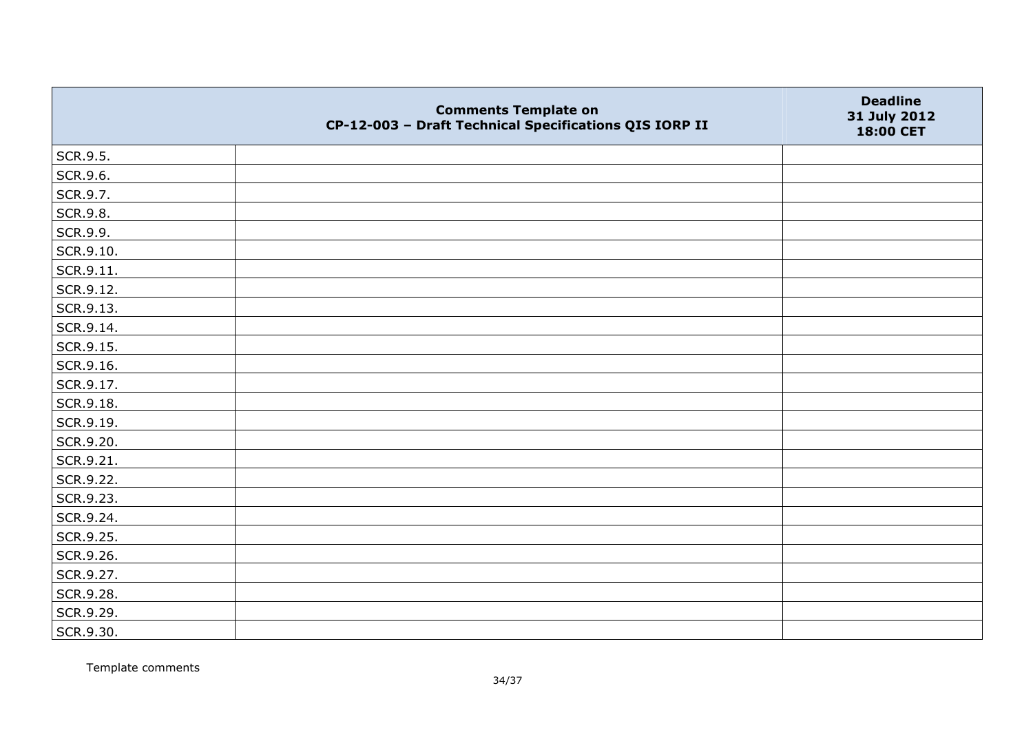| | Comments Template on CP-12-003 – Draft Technical Specifications QIS IORP II | Deadline 31 July 2012 18:00 CET |
|---|---|---|
| SCR.9.5. | | |
| SCR.9.6. | | |
| SCR.9.7. | | |
| SCR.9.8. | | |
| SCR.9.9. | | |
| SCR.9.10. | | |
| SCR.9.11. | | |
| SCR.9.12. | | |
| SCR.9.13. | | |
| SCR.9.14. | | |
| SCR.9.15. | | |
| SCR.9.16. | | |
| SCR.9.17. | | |
| SCR.9.18. | | |
| SCR.9.19. | | |
| SCR.9.20. | | |
| SCR.9.21. | | |
| SCR.9.22. | | |
| SCR.9.23. | | |
| SCR.9.24. | | |
| SCR.9.25. | | |
| SCR.9.26. | | |
| SCR.9.27. | | |
| SCR.9.28. | | |
| SCR.9.29. | | |
| SCR.9.30. | | |

Template comments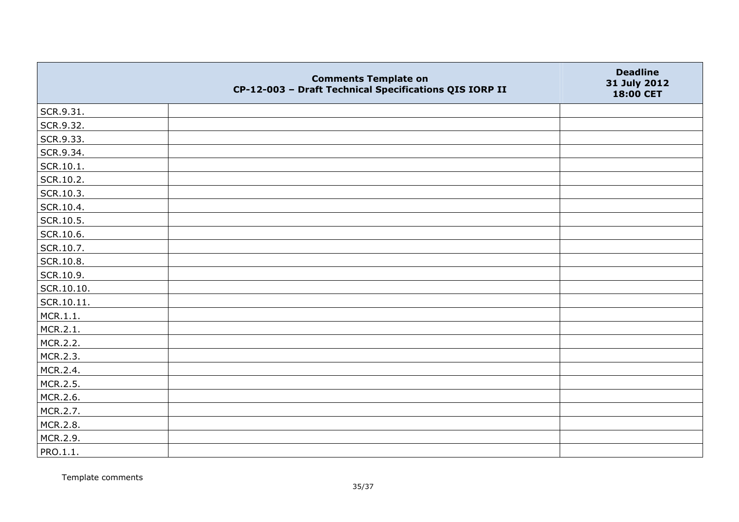| | Comments Template on CP-12-003 – Draft Technical Specifications QIS IORP II | Deadline 31 July 2012 18:00 CET |
|---|---|---|
| SCR.9.31. | | |
| SCR.9.32. | | |
| SCR.9.33. | | |
| SCR.9.34. | | |
| SCR.10.1. | | |
| SCR.10.2. | | |
| SCR.10.3. | | |
| SCR.10.4. | | |
| SCR.10.5. | | |
| SCR.10.6. | | |
| SCR.10.7. | | |
| SCR.10.8. | | |
| SCR.10.9. | | |
| SCR.10.10. | | |
| SCR.10.11. | | |
| MCR.1.1. | | |
| MCR.2.1. | | |
| MCR.2.2. | | |
| MCR.2.3. | | |
| MCR.2.4. | | |
| MCR.2.5. | | |
| MCR.2.6. | | |
| MCR.2.7. | | |
| MCR.2.8. | | |
| MCR.2.9. | | |
| PRO.1.1. | | |

Template comments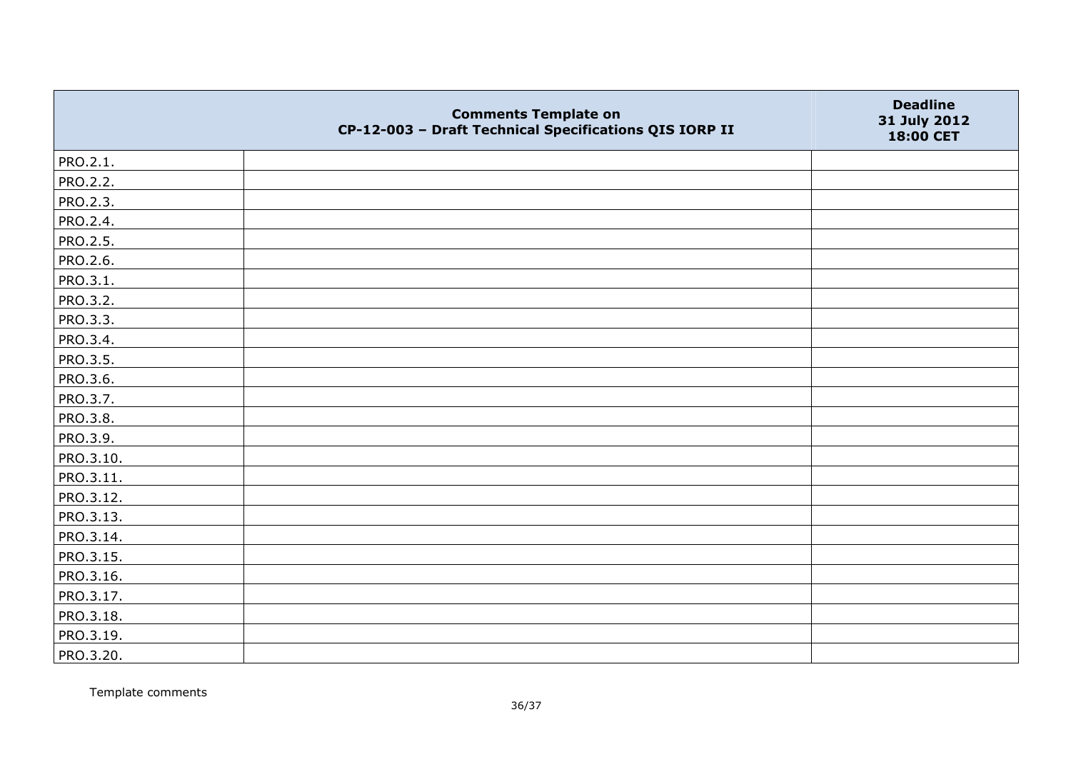| | Comments Template on CP-12-003 – Draft Technical Specifications QIS IORP II | Deadline 31 July 2012 18:00 CET |
|---|---|---|
| PRO.2.1. | | |
| PRO.2.2. | | |
| PRO.2.3. | | |
| PRO.2.4. | | |
| PRO.2.5. | | |
| PRO.2.6. | | |
| PRO.3.1. | | |
| PRO.3.2. | | |
| PRO.3.3. | | |
| PRO.3.4. | | |
| PRO.3.5. | | |
| PRO.3.6. | | |
| PRO.3.7. | | |
| PRO.3.8. | | |
| PRO.3.9. | | |
| PRO.3.10. | | |
| PRO.3.11. | | |
| PRO.3.12. | | |
| PRO.3.13. | | |
| PRO.3.14. | | |
| PRO.3.15. | | |
| PRO.3.16. | | |
| PRO.3.17. | | |
| PRO.3.18. | | |
| PRO.3.19. | | |
| PRO.3.20. | | |

Template comments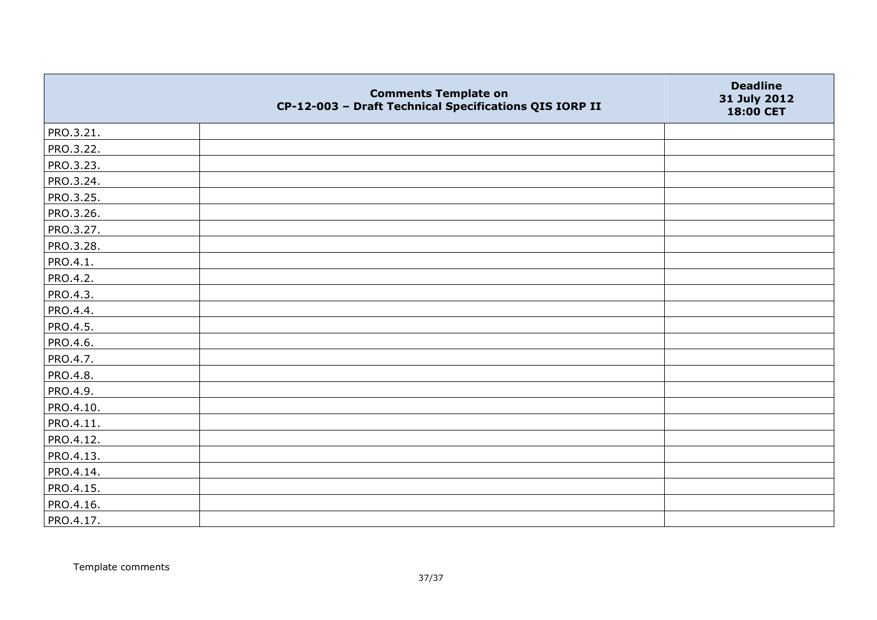| | Comments Template on CP-12-003 – Draft Technical Specifications QIS IORP II | Deadline 31 July 2012 18:00 CET |
|---|---|---|
| PRO.3.21. | | |
| PRO.3.22. | | |
| PRO.3.23. | | |
| PRO.3.24. | | |
| PRO.3.25. | | |
| PRO.3.26. | | |
| PRO.3.27. | | |
| PRO.3.28. | | |
| PRO.4.1. | | |
| PRO.4.2. | | |
| PRO.4.3. | | |
| PRO.4.4. | | |
| PRO.4.5. | | |
| PRO.4.6. | | |
| PRO.4.7. | | |
| PRO.4.8. | | |
| PRO.4.9. | | |
| PRO.4.10. | | |
| PRO.4.11. | | |
| PRO.4.12. | | |
| PRO.4.13. | | |
| PRO.4.14. | | |
| PRO.4.15. | | |
| PRO.4.16. | | |
| PRO.4.17. | | |